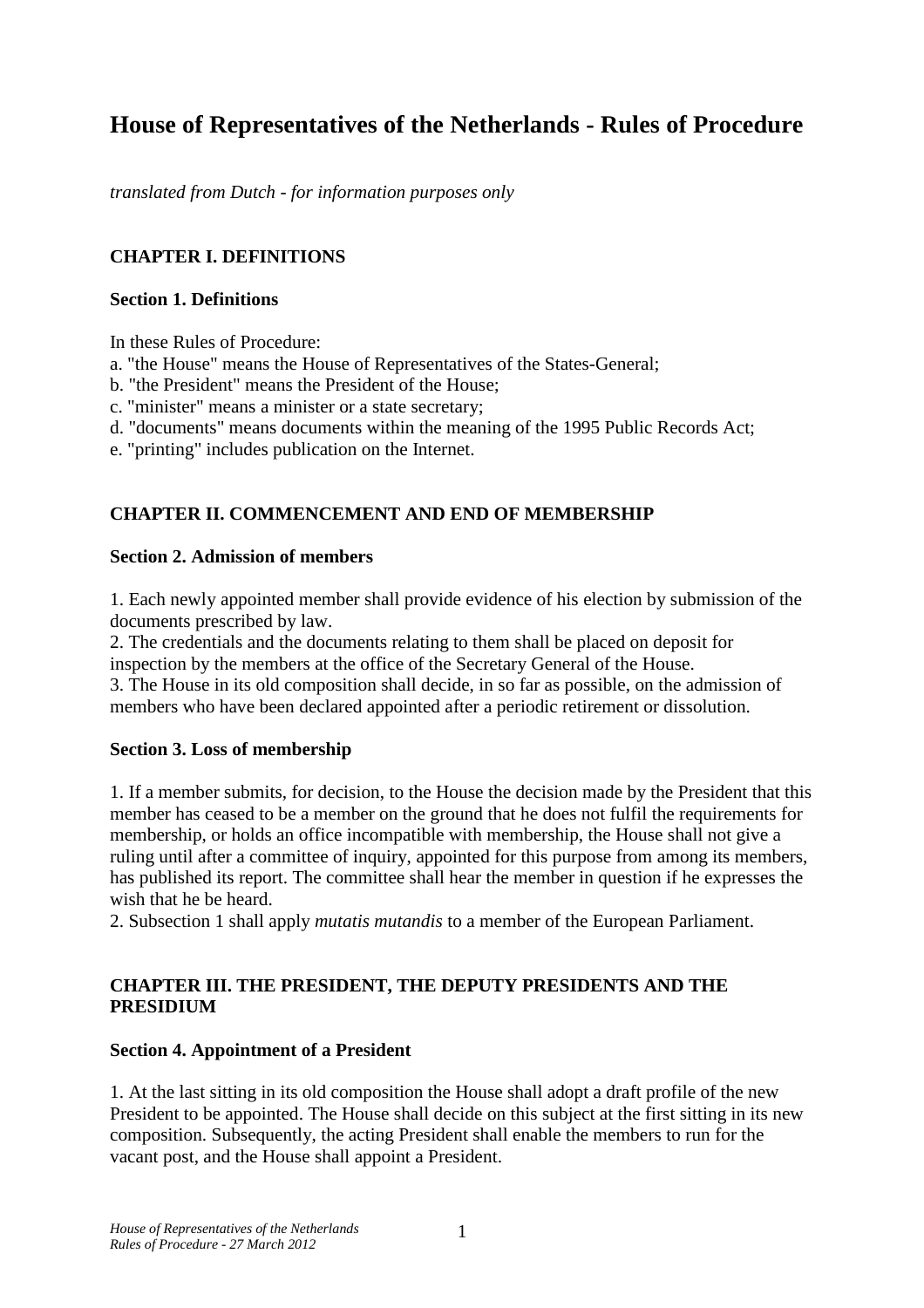# House of Representatives of the Netherlands - Rules of Procedure

*translated from Dutch - for information purposes only*

## CHAPTER I. DEFINITIONS

### Section 1. Definitions

In these Rules of Procedure:
a. "the House" means the House of Representatives of the States-General;
b. "the President" means the President of the House;
c. "minister" means a minister or a state secretary;
d. "documents" means documents within the meaning of the 1995 Public Records Act;
e. "printing" includes publication on the Internet.

## CHAPTER II. COMMENCEMENT AND END OF MEMBERSHIP

### Section 2. Admission of members

1. Each newly appointed member shall provide evidence of his election by submission of the documents prescribed by law.
2. The credentials and the documents relating to them shall be placed on deposit for inspection by the members at the office of the Secretary General of the House.
3. The House in its old composition shall decide, in so far as possible, on the admission of members who have been declared appointed after a periodic retirement or dissolution.

### Section 3. Loss of membership

1. If a member submits, for decision, to the House the decision made by the President that this member has ceased to be a member on the ground that he does not fulfil the requirements for membership, or holds an office incompatible with membership, the House shall not give a ruling until after a committee of inquiry, appointed for this purpose from among its members, has published its report. The committee shall hear the member in question if he expresses the wish that he be heard.
2. Subsection 1 shall apply *mutatis mutandis* to a member of the European Parliament.

## CHAPTER III. THE PRESIDENT, THE DEPUTY PRESIDENTS AND THE PRESIDIUM

### Section 4. Appointment of a President

1. At the last sitting in its old composition the House shall adopt a draft profile of the new President to be appointed. The House shall decide on this subject at the first sitting in its new composition. Subsequently, the acting President shall enable the members to run for the vacant post, and the House shall appoint a President.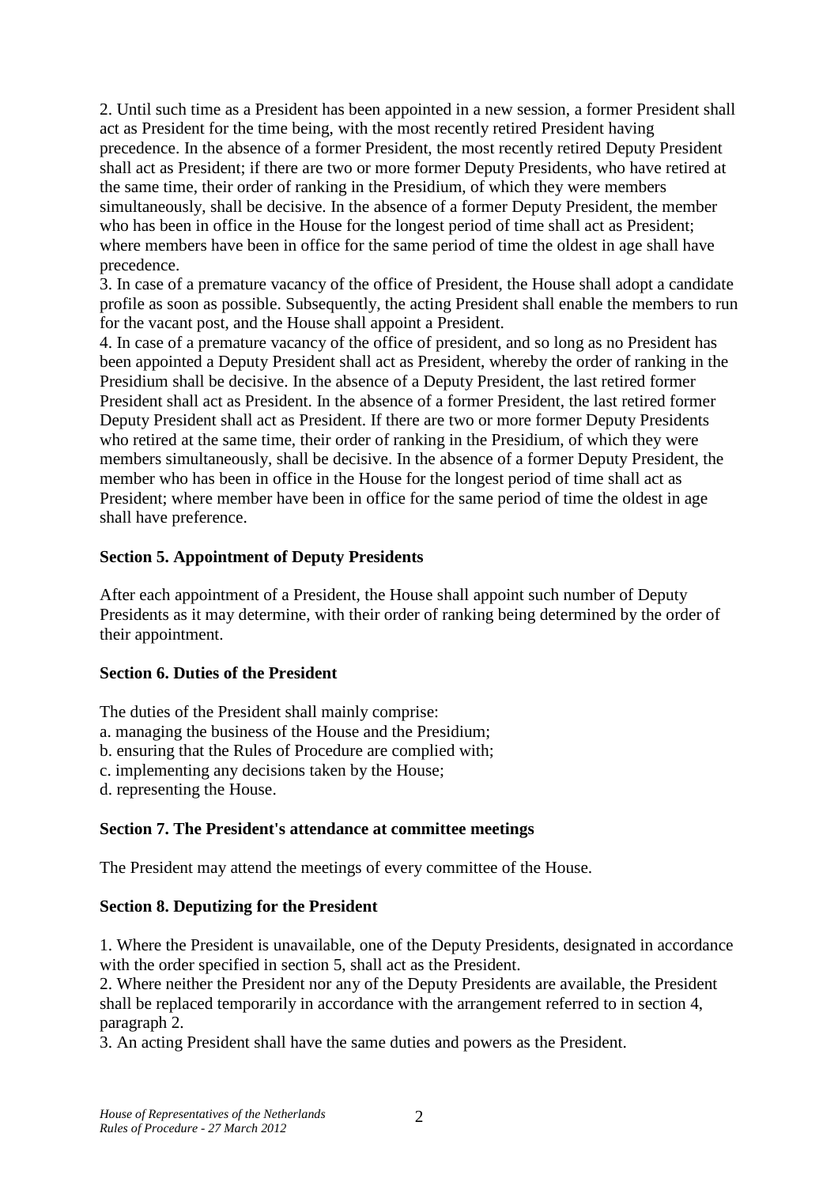2. Until such time as a President has been appointed in a new session, a former President shall act as President for the time being, with the most recently retired President having precedence. In the absence of a former President, the most recently retired Deputy President shall act as President; if there are two or more former Deputy Presidents, who have retired at the same time, their order of ranking in the Presidium, of which they were members simultaneously, shall be decisive. In the absence of a former Deputy President, the member who has been in office in the House for the longest period of time shall act as President; where members have been in office for the same period of time the oldest in age shall have precedence.
3. In case of a premature vacancy of the office of President, the House shall adopt a candidate profile as soon as possible. Subsequently, the acting President shall enable the members to run for the vacant post, and the House shall appoint a President.
4. In case of a premature vacancy of the office of president, and so long as no President has been appointed a Deputy President shall act as President, whereby the order of ranking in the Presidium shall be decisive. In the absence of a Deputy President, the last retired former President shall act as President. In the absence of a former President, the last retired former Deputy President shall act as President. If there are two or more former Deputy Presidents who retired at the same time, their order of ranking in the Presidium, of which they were members simultaneously, shall be decisive. In the absence of a former Deputy President, the member who has been in office in the House for the longest period of time shall act as President; where member have been in office for the same period of time the oldest in age shall have preference.

**Section 5. Appointment of Deputy Presidents**

After each appointment of a President, the House shall appoint such number of Deputy Presidents as it may determine, with their order of ranking being determined by the order of their appointment.

**Section 6. Duties of the President**

The duties of the President shall mainly comprise:
a. managing the business of the House and the Presidium;
b. ensuring that the Rules of Procedure are complied with;
c. implementing any decisions taken by the House;
d. representing the House.

**Section 7. The President's attendance at committee meetings**

The President may attend the meetings of every committee of the House.

**Section 8. Deputizing for the President**

1. Where the President is unavailable, one of the Deputy Presidents, designated in accordance with the order specified in section 5, shall act as the President.
2. Where neither the President nor any of the Deputy Presidents are available, the President shall be replaced temporarily in accordance with the arrangement referred to in section 4, paragraph 2.
3. An acting President shall have the same duties and powers as the President.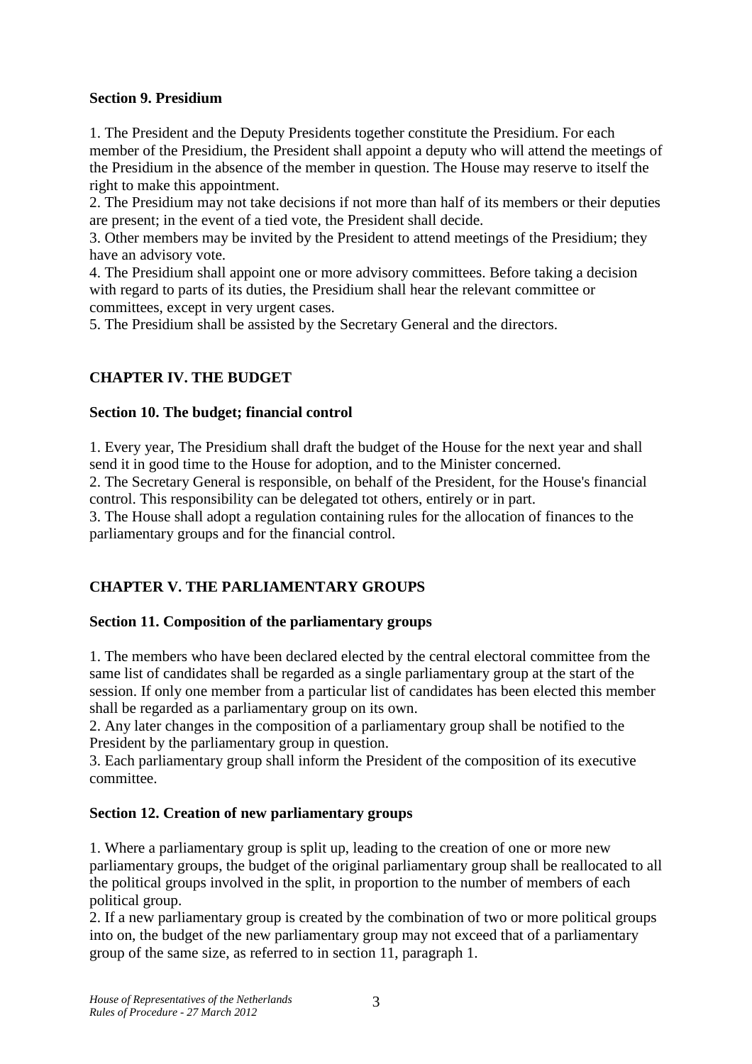### Section 9. Presidium

1. The President and the Deputy Presidents together constitute the Presidium. For each member of the Presidium, the President shall appoint a deputy who will attend the meetings of the Presidium in the absence of the member in question. The House may reserve to itself the right to make this appointment.
2. The Presidium may not take decisions if not more than half of its members or their deputies are present; in the event of a tied vote, the President shall decide.
3. Other members may be invited by the President to attend meetings of the Presidium; they have an advisory vote.
4. The Presidium shall appoint one or more advisory committees. Before taking a decision with regard to parts of its duties, the Presidium shall hear the relevant committee or committees, except in very urgent cases.
5. The Presidium shall be assisted by the Secretary General and the directors.

## CHAPTER IV. THE BUDGET

### Section 10. The budget; financial control

1. Every year, The Presidium shall draft the budget of the House for the next year and shall send it in good time to the House for adoption, and to the Minister concerned.
2. The Secretary General is responsible, on behalf of the President, for the House's financial control. This responsibility can be delegated tot others, entirely or in part.
3. The House shall adopt a regulation containing rules for the allocation of finances to the parliamentary groups and for the financial control.

## CHAPTER V. THE PARLIAMENTARY GROUPS

### Section 11. Composition of the parliamentary groups

1. The members who have been declared elected by the central electoral committee from the same list of candidates shall be regarded as a single parliamentary group at the start of the session. If only one member from a particular list of candidates has been elected this member shall be regarded as a parliamentary group on its own.
2. Any later changes in the composition of a parliamentary group shall be notified to the President by the parliamentary group in question.
3. Each parliamentary group shall inform the President of the composition of its executive committee.

### Section 12. Creation of new parliamentary groups

1. Where a parliamentary group is split up, leading to the creation of one or more new parliamentary groups, the budget of the original parliamentary group shall be reallocated to all the political groups involved in the split, in proportion to the number of members of each political group.
2. If a new parliamentary group is created by the combination of two or more political groups into on, the budget of the new parliamentary group may not exceed that of a parliamentary group of the same size, as referred to in section 11, paragraph 1.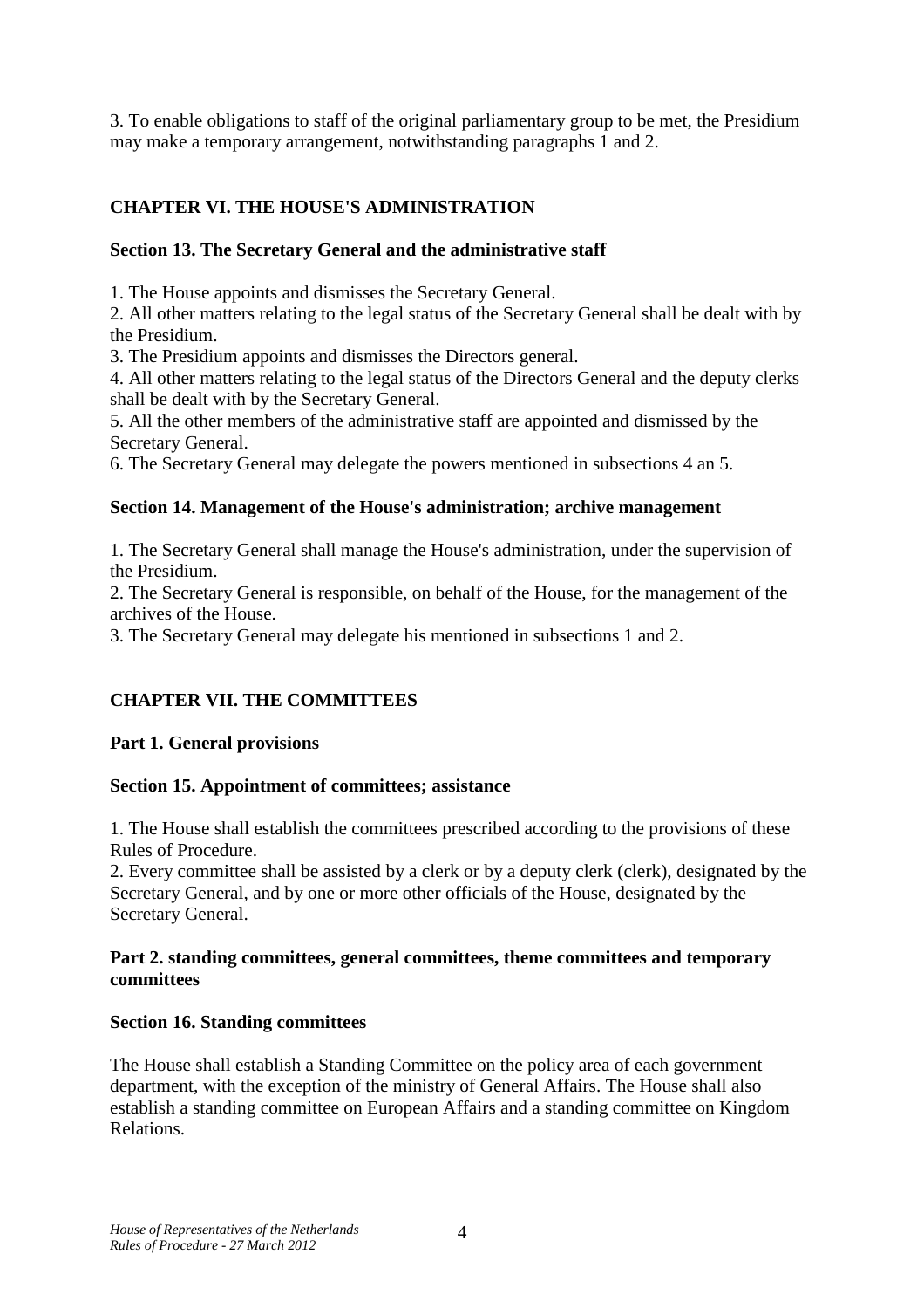3. To enable obligations to staff of the original parliamentary group to be met, the Presidium may make a temporary arrangement, notwithstanding paragraphs 1 and 2.

## CHAPTER VI. THE HOUSE'S ADMINISTRATION

### Section 13. The Secretary General and the administrative staff

1. The House appoints and dismisses the Secretary General.
2. All other matters relating to the legal status of the Secretary General shall be dealt with by the Presidium.
3. The Presidium appoints and dismisses the Directors general.
4. All other matters relating to the legal status of the Directors General and the deputy clerks shall be dealt with by the Secretary General.
5. All the other members of the administrative staff are appointed and dismissed by the Secretary General.
6. The Secretary General may delegate the powers mentioned in subsections 4 an 5.

### Section 14. Management of the House's administration; archive management

1. The Secretary General shall manage the House's administration, under the supervision of the Presidium.
2. The Secretary General is responsible, on behalf of the House, for the management of the archives of the House.
3. The Secretary General may delegate his mentioned in subsections 1 and 2.

## CHAPTER VII. THE COMMITTEES

### Part 1. General provisions

### Section 15. Appointment of committees; assistance

1. The House shall establish the committees prescribed according to the provisions of these Rules of Procedure.
2. Every committee shall be assisted by a clerk or by a deputy clerk (clerk), designated by the Secretary General, and by one or more other officials of the House, designated by the Secretary General.

### Part 2. standing committees, general committees, theme committees and temporary committees

### Section 16. Standing committees

The House shall establish a Standing Committee on the policy area of each government department, with the exception of the ministry of General Affairs. The House shall also establish a standing committee on European Affairs and a standing committee on Kingdom Relations.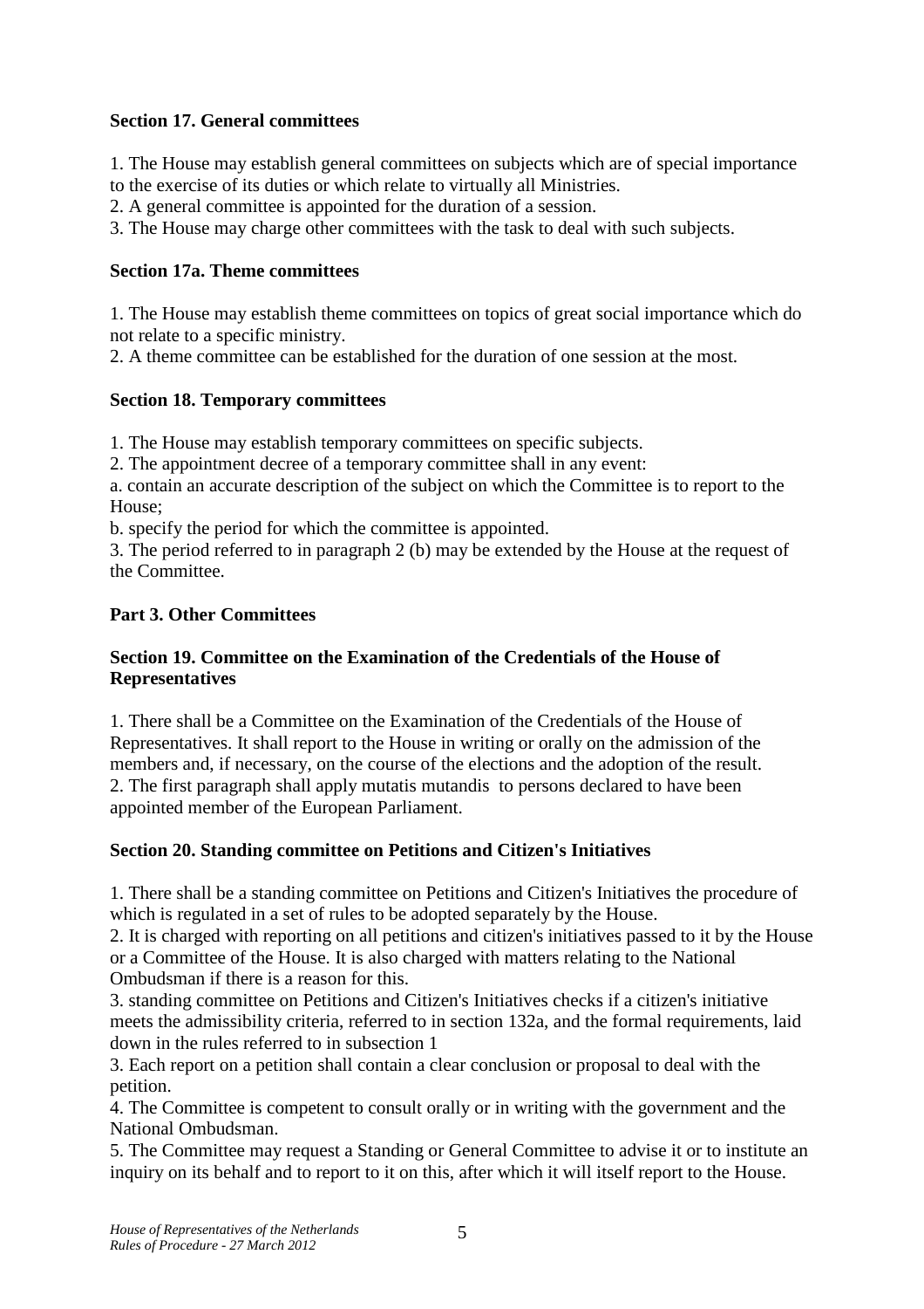**Section 17. General committees**

1. The House may establish general committees on subjects which are of special importance to the exercise of its duties or which relate to virtually all Ministries.
2. A general committee is appointed for the duration of a session.
3. The House may charge other committees with the task to deal with such subjects.

**Section 17a. Theme committees**

1. The House may establish theme committees on topics of great social importance which do not relate to a specific ministry.
2. A theme committee can be established for the duration of one session at the most.

**Section 18. Temporary committees**

1. The House may establish temporary committees on specific subjects.
2. The appointment decree of a temporary committee shall in any event:
a. contain an accurate description of the subject on which the Committee is to report to the House;
b. specify the period for which the committee is appointed.
3. The period referred to in paragraph 2 (b) may be extended by the House at the request of the Committee.

**Part 3. Other Committees**

**Section 19. Committee on the Examination of the Credentials of the House of Representatives**

1. There shall be a Committee on the Examination of the Credentials of the House of Representatives. It shall report to the House in writing or orally on the admission of the members and, if necessary, on the course of the elections and the adoption of the result.
2. The first paragraph shall apply mutatis mutandis to persons declared to have been appointed member of the European Parliament.

**Section 20. Standing committee on Petitions and Citizen's Initiatives**

1. There shall be a standing committee on Petitions and Citizen's Initiatives the procedure of which is regulated in a set of rules to be adopted separately by the House.
2. It is charged with reporting on all petitions and citizen's initiatives passed to it by the House or a Committee of the House. It is also charged with matters relating to the National Ombudsman if there is a reason for this.
3. standing committee on Petitions and Citizen's Initiatives checks if a citizen's initiative meets the admissibility criteria, referred to in section 132a, and the formal requirements, laid down in the rules referred to in subsection 1
3. Each report on a petition shall contain a clear conclusion or proposal to deal with the petition.
4. The Committee is competent to consult orally or in writing with the government and the National Ombudsman.
5. The Committee may request a Standing or General Committee to advise it or to institute an inquiry on its behalf and to report to it on this, after which it will itself report to the House.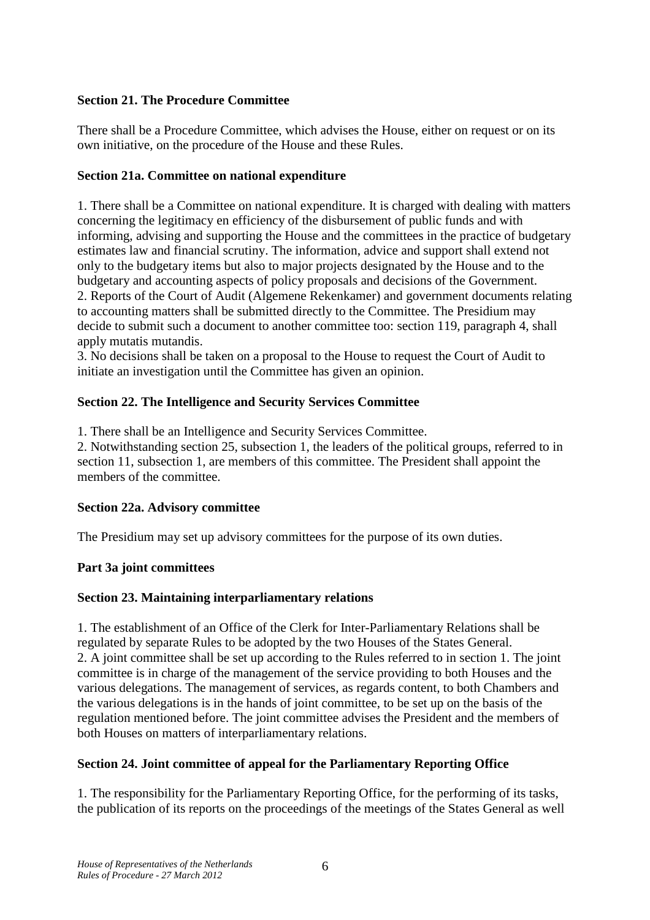**Section 21. The Procedure Committee**

There shall be a Procedure Committee, which advises the House, either on request or on its own initiative, on the procedure of the House and these Rules.

**Section 21a. Committee on national expenditure**

1. There shall be a Committee on national expenditure. It is charged with dealing with matters concerning the legitimacy en efficiency of the disbursement of public funds and with informing, advising and supporting the House and the committees in the practice of budgetary estimates law and financial scrutiny. The information, advice and support shall extend not only to the budgetary items but also to major projects designated by the House and to the budgetary and accounting aspects of policy proposals and decisions of the Government.
2. Reports of the Court of Audit (Algemene Rekenkamer) and government documents relating to accounting matters shall be submitted directly to the Committee. The Presidium may decide to submit such a document to another committee too: section 119, paragraph 4, shall apply mutatis mutandis.
3. No decisions shall be taken on a proposal to the House to request the Court of Audit to initiate an investigation until the Committee has given an opinion.

**Section 22. The Intelligence and Security Services Committee**

1. There shall be an Intelligence and Security Services Committee.
2. Notwithstanding section 25, subsection 1, the leaders of the political groups, referred to in section 11, subsection 1, are members of this committee. The President shall appoint the members of the committee.

**Section 22a. Advisory committee**

The Presidium may set up advisory committees for the purpose of its own duties.

**Part 3a joint committees**

**Section 23. Maintaining interparliamentary relations**

1. The establishment of an Office of the Clerk for Inter-Parliamentary Relations shall be regulated by separate Rules to be adopted by the two Houses of the States General.
2. A joint committee shall be set up according to the Rules referred to in section 1. The joint committee is in charge of the management of the service providing to both Houses and the various delegations. The management of services, as regards content, to both Chambers and the various delegations is in the hands of joint committee, to be set up on the basis of the regulation mentioned before. The joint committee advises the President and the members of both Houses on matters of interparliamentary relations.

**Section 24. Joint committee of appeal for the Parliamentary Reporting Office**

1. The responsibility for the Parliamentary Reporting Office, for the performing of its tasks, the publication of its reports on the proceedings of the meetings of the States General as well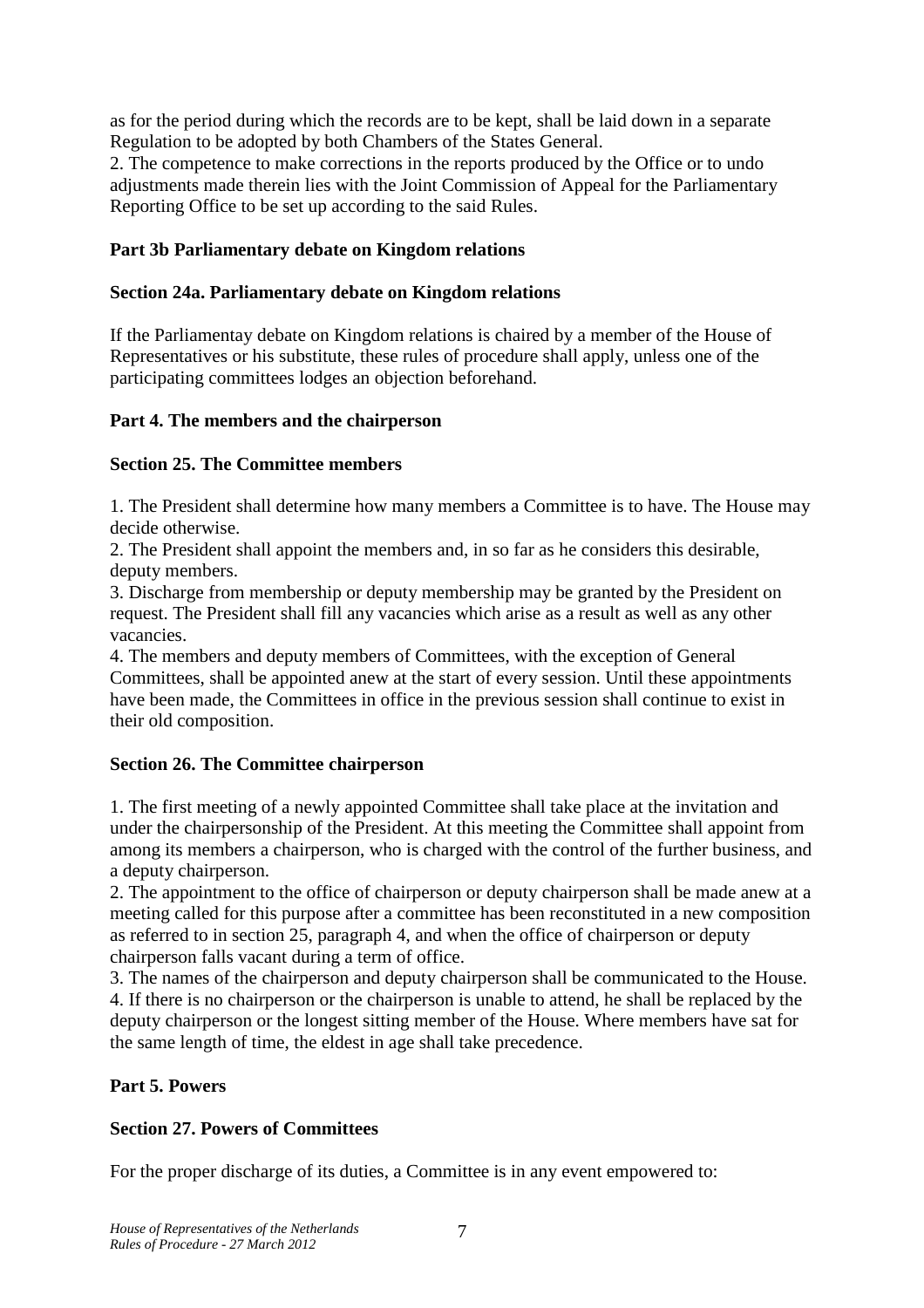as for the period during which the records are to be kept, shall be laid down in a separate Regulation to be adopted by both Chambers of the States General.
2. The competence to make corrections in the reports produced by the Office or to undo adjustments made therein lies with the Joint Commission of Appeal for the Parliamentary Reporting Office to be set up according to the said Rules.

**Part 3b Parliamentary debate on Kingdom relations**

**Section 24a. Parliamentary debate on Kingdom relations**

If the Parliamentay debate on Kingdom relations is chaired by a member of the House of Representatives or his substitute, these rules of procedure shall apply, unless one of the participating committees lodges an objection beforehand.

**Part 4. The members and the chairperson**

**Section 25. The Committee members**

1. The President shall determine how many members a Committee is to have. The House may decide otherwise.
2. The President shall appoint the members and, in so far as he considers this desirable, deputy members.
3. Discharge from membership or deputy membership may be granted by the President on request. The President shall fill any vacancies which arise as a result as well as any other vacancies.
4. The members and deputy members of Committees, with the exception of General Committees, shall be appointed anew at the start of every session. Until these appointments have been made, the Committees in office in the previous session shall continue to exist in their old composition.

**Section 26. The Committee chairperson**

1. The first meeting of a newly appointed Committee shall take place at the invitation and under the chairpersonship of the President. At this meeting the Committee shall appoint from among its members a chairperson, who is charged with the control of the further business, and a deputy chairperson.
2. The appointment to the office of chairperson or deputy chairperson shall be made anew at a meeting called for this purpose after a committee has been reconstituted in a new composition as referred to in section 25, paragraph 4, and when the office of chairperson or deputy chairperson falls vacant during a term of office.
3. The names of the chairperson and deputy chairperson shall be communicated to the House.
4. If there is no chairperson or the chairperson is unable to attend, he shall be replaced by the deputy chairperson or the longest sitting member of the House. Where members have sat for the same length of time, the eldest in age shall take precedence.

**Part 5. Powers**

**Section 27. Powers of Committees**

For the proper discharge of its duties, a Committee is in any event empowered to: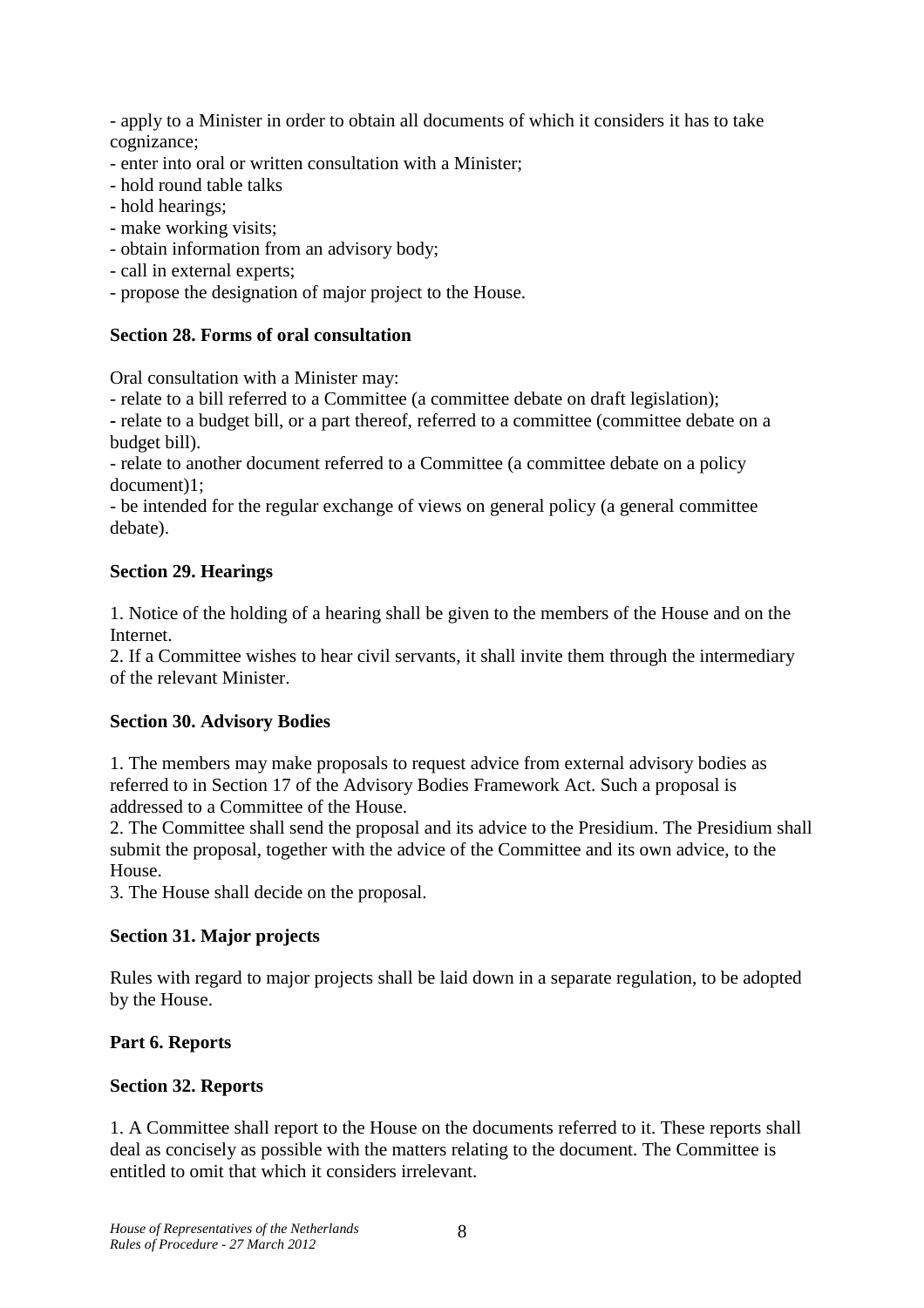- apply to a Minister in order to obtain all documents of which it considers it has to take cognizance;
- enter into oral or written consultation with a Minister;
- hold round table talks
- hold hearings;
- make working visits;
- obtain information from an advisory body;
- call in external experts;
- propose the designation of major project to the House.

**Section 28. Forms of oral consultation**

Oral consultation with a Minister may:
- relate to a bill referred to a Committee (a committee debate on draft legislation);
- relate to a budget bill, or a part thereof, referred to a committee (committee debate on a budget bill).
- relate to another document referred to a Committee (a committee debate on a policy document)1;
- be intended for the regular exchange of views on general policy (a general committee debate).

**Section 29. Hearings**

1. Notice of the holding of a hearing shall be given to the members of the House and on the Internet.
2. If a Committee wishes to hear civil servants, it shall invite them through the intermediary of the relevant Minister.

**Section 30. Advisory Bodies**

1. The members may make proposals to request advice from external advisory bodies as referred to in Section 17 of the Advisory Bodies Framework Act. Such a proposal is addressed to a Committee of the House.
2. The Committee shall send the proposal and its advice to the Presidium. The Presidium shall submit the proposal, together with the advice of the Committee and its own advice, to the House.
3. The House shall decide on the proposal.

**Section 31. Major projects**

Rules with regard to major projects shall be laid down in a separate regulation, to be adopted by the House.

**Part 6. Reports**

**Section 32. Reports**

1. A Committee shall report to the House on the documents referred to it. These reports shall deal as concisely as possible with the matters relating to the document. The Committee is entitled to omit that which it considers irrelevant.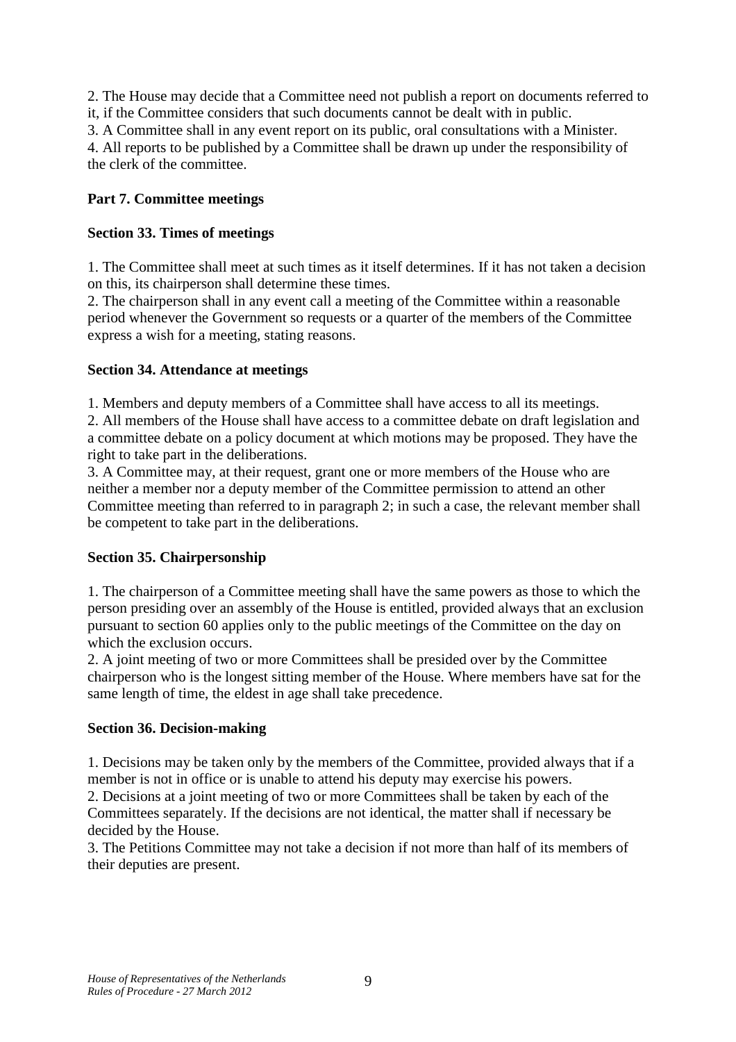2. The House may decide that a Committee need not publish a report on documents referred to it, if the Committee considers that such documents cannot be dealt with in public.
3. A Committee shall in any event report on its public, oral consultations with a Minister.
4. All reports to be published by a Committee shall be drawn up under the responsibility of the clerk of the committee.

## Part 7. Committee meetings

### Section 33. Times of meetings

1. The Committee shall meet at such times as it itself determines. If it has not taken a decision on this, its chairperson shall determine these times.
2. The chairperson shall in any event call a meeting of the Committee within a reasonable period whenever the Government so requests or a quarter of the members of the Committee express a wish for a meeting, stating reasons.

### Section 34. Attendance at meetings

1. Members and deputy members of a Committee shall have access to all its meetings.
2. All members of the House shall have access to a committee debate on draft legislation and a committee debate on a policy document at which motions may be proposed. They have the right to take part in the deliberations.
3. A Committee may, at their request, grant one or more members of the House who are neither a member nor a deputy member of the Committee permission to attend an other Committee meeting than referred to in paragraph 2; in such a case, the relevant member shall be competent to take part in the deliberations.

### Section 35. Chairpersonship

1. The chairperson of a Committee meeting shall have the same powers as those to which the person presiding over an assembly of the House is entitled, provided always that an exclusion pursuant to section 60 applies only to the public meetings of the Committee on the day on which the exclusion occurs.
2. A joint meeting of two or more Committees shall be presided over by the Committee chairperson who is the longest sitting member of the House. Where members have sat for the same length of time, the eldest in age shall take precedence.

### Section 36. Decision-making

1. Decisions may be taken only by the members of the Committee, provided always that if a member is not in office or is unable to attend his deputy may exercise his powers.
2. Decisions at a joint meeting of two or more Committees shall be taken by each of the Committees separately. If the decisions are not identical, the matter shall if necessary be decided by the House.
3. The Petitions Committee may not take a decision if not more than half of its members of their deputies are present.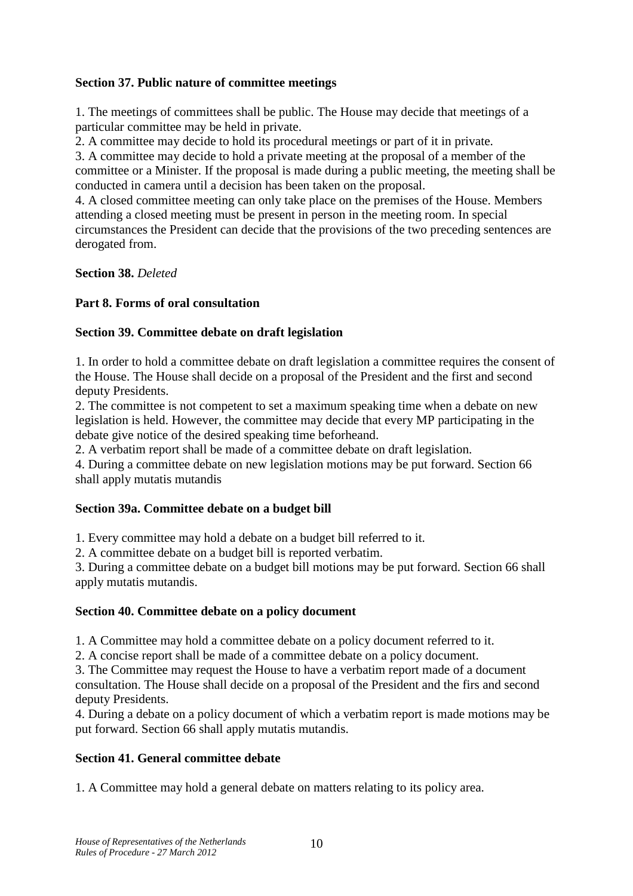**Section 37. Public nature of committee meetings**

1. The meetings of committees shall be public. The House may decide that meetings of a particular committee may be held in private.
2. A committee may decide to hold its procedural meetings or part of it in private.
3. A committee may decide to hold a private meeting at the proposal of a member of the committee or a Minister. If the proposal is made during a public meeting, the meeting shall be conducted in camera until a decision has been taken on the proposal.
4. A closed committee meeting can only take place on the premises of the House. Members attending a closed meeting must be present in person in the meeting room. In special circumstances the President can decide that the provisions of the two preceding sentences are derogated from.

**Section 38.** *Deleted*

**Part 8. Forms of oral consultation**

**Section 39. Committee debate on draft legislation**

1. In order to hold a committee debate on draft legislation a committee requires the consent of the House. The House shall decide on a proposal of the President and the first and second deputy Presidents.
2. The committee is not competent to set a maximum speaking time when a debate on new legislation is held. However, the committee may decide that every MP participating in the debate give notice of the desired speaking time beforheand.
2. A verbatim report shall be made of a committee debate on draft legislation.
4. During a committee debate on new legislation motions may be put forward. Section 66 shall apply mutatis mutandis

**Section 39a. Committee debate on a budget bill**

1. Every committee may hold a debate on a budget bill referred to it.
2. A committee debate on a budget bill is reported verbatim.
3. During a committee debate on a budget bill motions may be put forward. Section 66 shall apply mutatis mutandis.

**Section 40. Committee debate on a policy document**

1. A Committee may hold a committee debate on a policy document referred to it.
2. A concise report shall be made of a committee debate on a policy document.
3. The Committee may request the House to have a verbatim report made of a document consultation. The House shall decide on a proposal of the President and the firs and second deputy Presidents.
4. During a debate on a policy document of which a verbatim report is made motions may be put forward. Section 66 shall apply mutatis mutandis.

**Section 41. General committee debate**

1. A Committee may hold a general debate on matters relating to its policy area.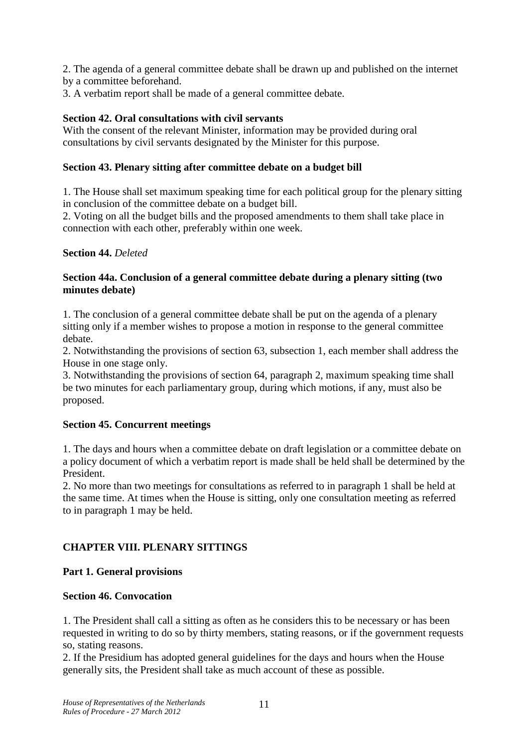2. The agenda of a general committee debate shall be drawn up and published on the internet by a committee beforehand.

3. A verbatim report shall be made of a general committee debate.

**Section 42. Oral consultations with civil servants**

With the consent of the relevant Minister, information may be provided during oral consultations by civil servants designated by the Minister for this purpose.

**Section 43. Plenary sitting after committee debate on a budget bill**

1. The House shall set maximum speaking time for each political group for the plenary sitting in conclusion of the committee debate on a budget bill.

2. Voting on all the budget bills and the proposed amendments to them shall take place in connection with each other, preferably within one week.

**Section 44.** *Deleted*

**Section 44a. Conclusion of a general committee debate during a plenary sitting (two minutes debate)**

1. The conclusion of a general committee debate shall be put on the agenda of a plenary sitting only if a member wishes to propose a motion in response to the general committee debate.

2. Notwithstanding the provisions of section 63, subsection 1, each member shall address the House in one stage only.

3. Notwithstanding the provisions of section 64, paragraph 2, maximum speaking time shall be two minutes for each parliamentary group, during which motions, if any, must also be proposed.

**Section 45. Concurrent meetings**

1. The days and hours when a committee debate on draft legislation or a committee debate on a policy document of which a verbatim report is made shall be held shall be determined by the President.

2. No more than two meetings for consultations as referred to in paragraph 1 shall be held at the same time. At times when the House is sitting, only one consultation meeting as referred to in paragraph 1 may be held.

## CHAPTER VIII. PLENARY SITTINGS

### Part 1. General provisions

**Section 46. Convocation**

1. The President shall call a sitting as often as he considers this to be necessary or has been requested in writing to do so by thirty members, stating reasons, or if the government requests so, stating reasons.

2. If the Presidium has adopted general guidelines for the days and hours when the House generally sits, the President shall take as much account of these as possible.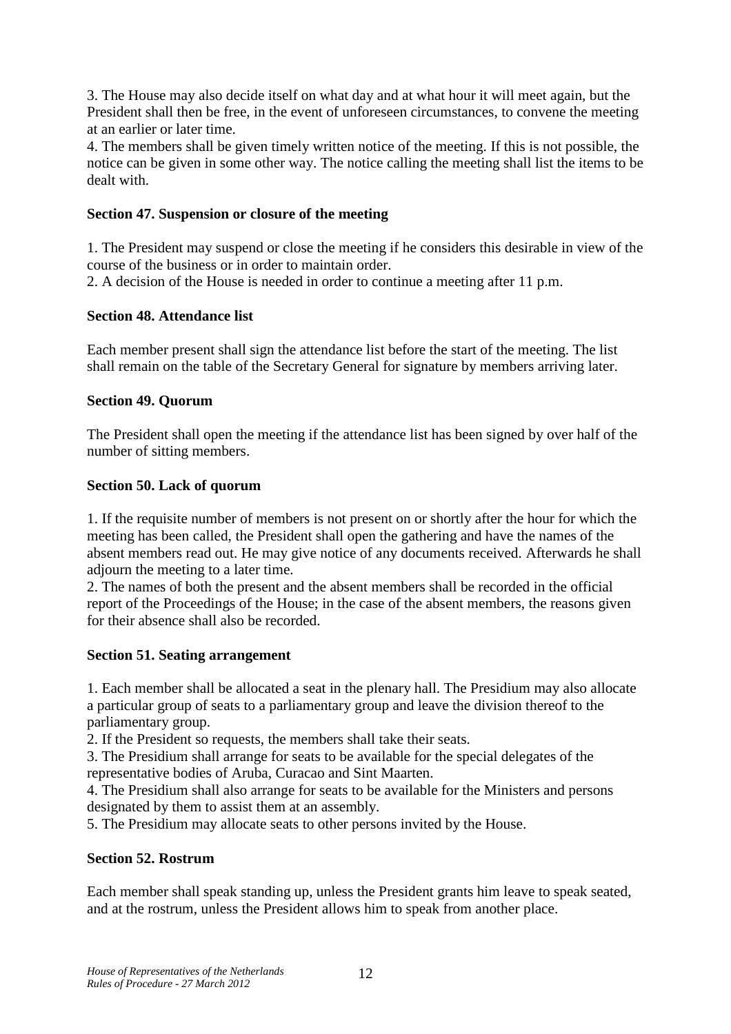3. The House may also decide itself on what day and at what hour it will meet again, but the President shall then be free, in the event of unforeseen circumstances, to convene the meeting at an earlier or later time.

4. The members shall be given timely written notice of the meeting. If this is not possible, the notice can be given in some other way. The notice calling the meeting shall list the items to be dealt with.

**Section 47. Suspension or closure of the meeting**

1. The President may suspend or close the meeting if he considers this desirable in view of the course of the business or in order to maintain order.

2. A decision of the House is needed in order to continue a meeting after 11 p.m.

**Section 48. Attendance list**

Each member present shall sign the attendance list before the start of the meeting. The list shall remain on the table of the Secretary General for signature by members arriving later.

**Section 49. Quorum**

The President shall open the meeting if the attendance list has been signed by over half of the number of sitting members.

**Section 50. Lack of quorum**

1. If the requisite number of members is not present on or shortly after the hour for which the meeting has been called, the President shall open the gathering and have the names of the absent members read out. He may give notice of any documents received. Afterwards he shall adjourn the meeting to a later time.

2. The names of both the present and the absent members shall be recorded in the official report of the Proceedings of the House; in the case of the absent members, the reasons given for their absence shall also be recorded.

**Section 51. Seating arrangement**

1. Each member shall be allocated a seat in the plenary hall. The Presidium may also allocate a particular group of seats to a parliamentary group and leave the division thereof to the parliamentary group.

2. If the President so requests, the members shall take their seats.

3. The Presidium shall arrange for seats to be available for the special delegates of the representative bodies of Aruba, Curacao and Sint Maarten.

4. The Presidium shall also arrange for seats to be available for the Ministers and persons designated by them to assist them at an assembly.

5. The Presidium may allocate seats to other persons invited by the House.

**Section 52. Rostrum**

Each member shall speak standing up, unless the President grants him leave to speak seated, and at the rostrum, unless the President allows him to speak from another place.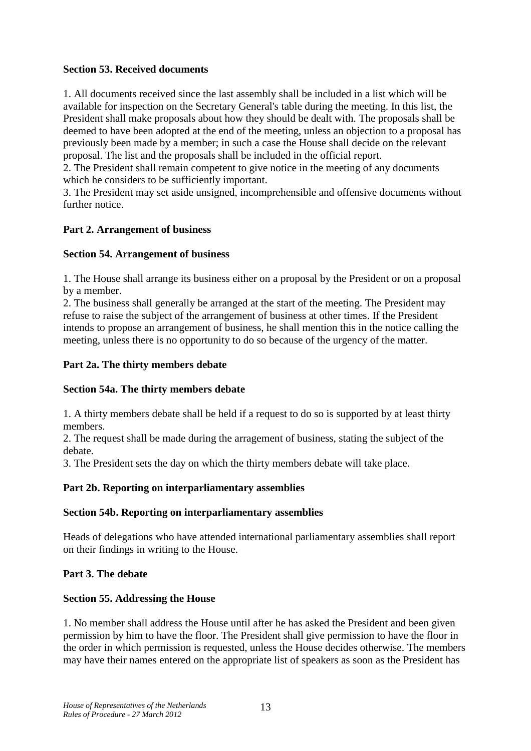**Section 53. Received documents**

1. All documents received since the last assembly shall be included in a list which will be available for inspection on the Secretary General's table during the meeting. In this list, the President shall make proposals about how they should be dealt with. The proposals shall be deemed to have been adopted at the end of the meeting, unless an objection to a proposal has previously been made by a member; in such a case the House shall decide on the relevant proposal. The list and the proposals shall be included in the official report.
2. The President shall remain competent to give notice in the meeting of any documents which he considers to be sufficiently important.
3. The President may set aside unsigned, incomprehensible and offensive documents without further notice.

**Part 2. Arrangement of business**

**Section 54. Arrangement of business**

1. The House shall arrange its business either on a proposal by the President or on a proposal by a member.
2. The business shall generally be arranged at the start of the meeting. The President may refuse to raise the subject of the arrangement of business at other times. If the President intends to propose an arrangement of business, he shall mention this in the notice calling the meeting, unless there is no opportunity to do so because of the urgency of the matter.

**Part 2a. The thirty members debate**

**Section 54a. The thirty members debate**

1. A thirty members debate shall be held if a request to do so is supported by at least thirty members.
2. The request shall be made during the arragement of business, stating the subject of the debate.
3. The President sets the day on which the thirty members debate will take place.

**Part 2b. Reporting on interparliamentary assemblies**

**Section 54b. Reporting on interparliamentary assemblies**

Heads of delegations who have attended international parliamentary assemblies shall report on their findings in writing to the House.

**Part 3. The debate**

**Section 55. Addressing the House**

1. No member shall address the House until after he has asked the President and been given permission by him to have the floor. The President shall give permission to have the floor in the order in which permission is requested, unless the House decides otherwise. The members may have their names entered on the appropriate list of speakers as soon as the President has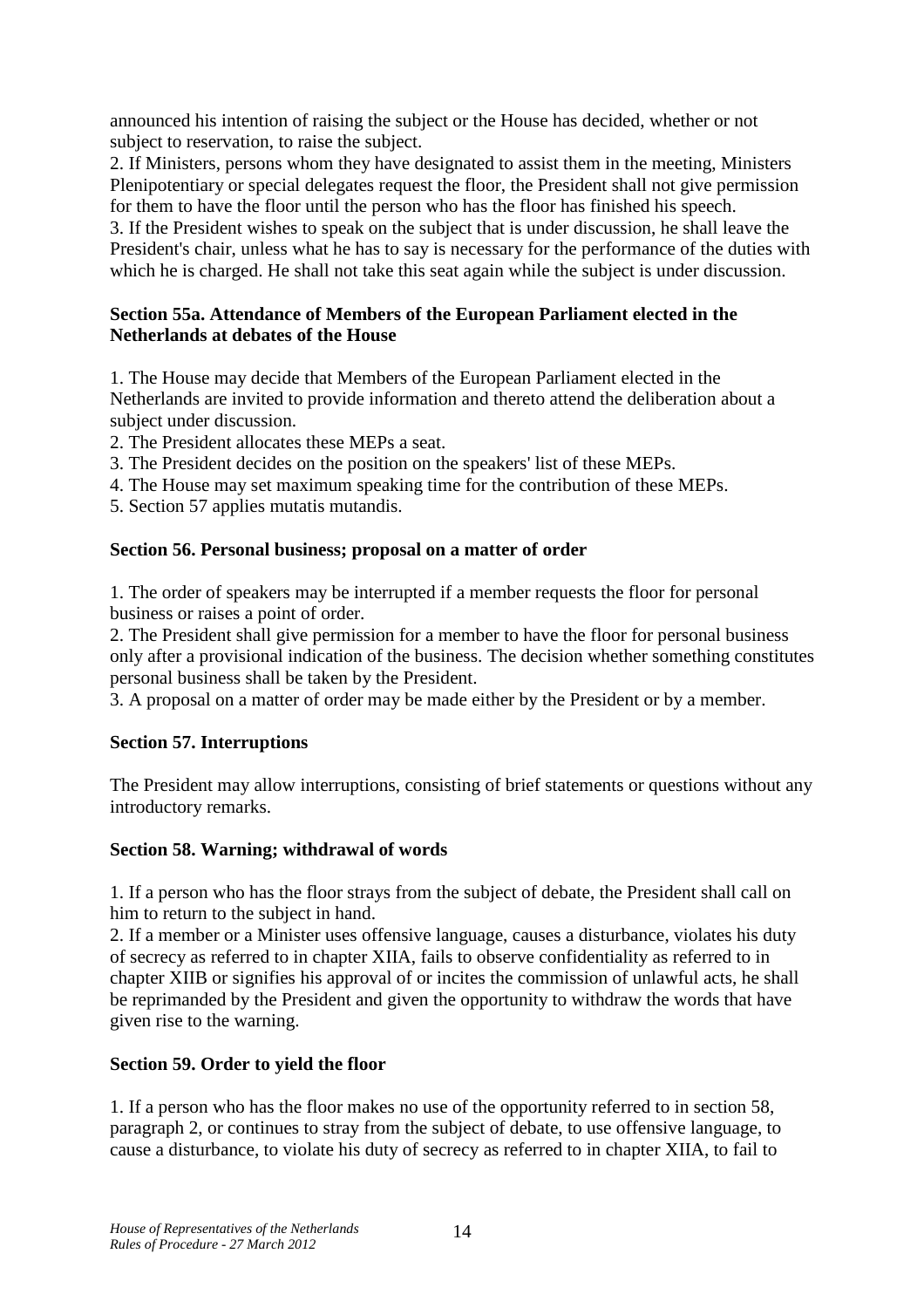announced his intention of raising the subject or the House has decided, whether or not subject to reservation, to raise the subject.

2. If Ministers, persons whom they have designated to assist them in the meeting, Ministers Plenipotentiary or special delegates request the floor, the President shall not give permission for them to have the floor until the person who has the floor has finished his speech.

3. If the President wishes to speak on the subject that is under discussion, he shall leave the President's chair, unless what he has to say is necessary for the performance of the duties with which he is charged. He shall not take this seat again while the subject is under discussion.

**Section 55a. Attendance of Members of the European Parliament elected in the Netherlands at debates of the House**

1. The House may decide that Members of the European Parliament elected in the Netherlands are invited to provide information and thereto attend the deliberation about a subject under discussion.
2. The President allocates these MEPs a seat.
3. The President decides on the position on the speakers' list of these MEPs.
4. The House may set maximum speaking time for the contribution of these MEPs.
5. Section 57 applies mutatis mutandis.

**Section 56. Personal business; proposal on a matter of order**

1. The order of speakers may be interrupted if a member requests the floor for personal business or raises a point of order.
2. The President shall give permission for a member to have the floor for personal business only after a provisional indication of the business. The decision whether something constitutes personal business shall be taken by the President.
3. A proposal on a matter of order may be made either by the President or by a member.

**Section 57. Interruptions**

The President may allow interruptions, consisting of brief statements or questions without any introductory remarks.

**Section 58. Warning; withdrawal of words**

1. If a person who has the floor strays from the subject of debate, the President shall call on him to return to the subject in hand.
2. If a member or a Minister uses offensive language, causes a disturbance, violates his duty of secrecy as referred to in chapter XIIA, fails to observe confidentiality as referred to in chapter XIIB or signifies his approval of or incites the commission of unlawful acts, he shall be reprimanded by the President and given the opportunity to withdraw the words that have given rise to the warning.

**Section 59. Order to yield the floor**

1. If a person who has the floor makes no use of the opportunity referred to in section 58, paragraph 2, or continues to stray from the subject of debate, to use offensive language, to cause a disturbance, to violate his duty of secrecy as referred to in chapter XIIA, to fail to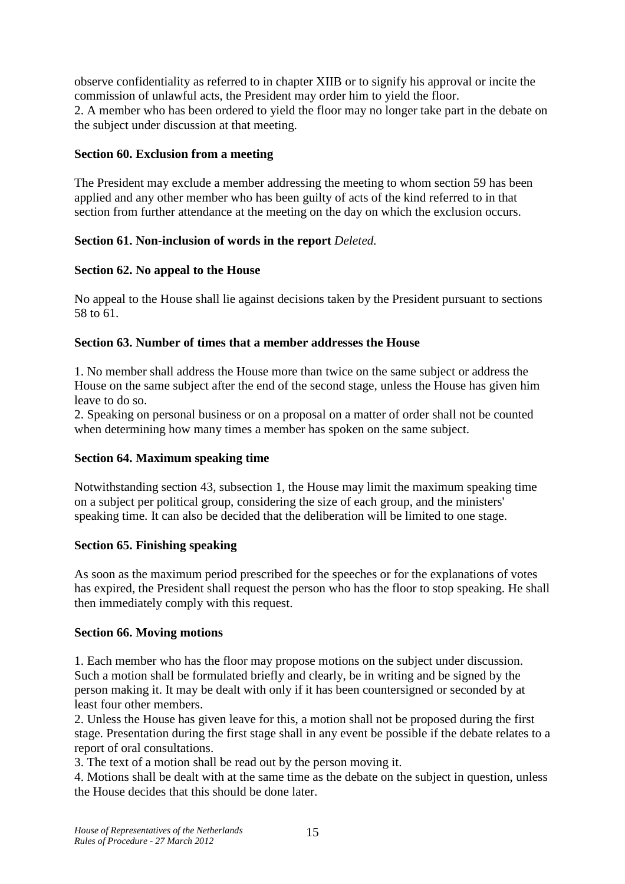observe confidentiality as referred to in chapter XIIB or to signify his approval or incite the commission of unlawful acts, the President may order him to yield the floor.
2. A member who has been ordered to yield the floor may no longer take part in the debate on the subject under discussion at that meeting.

### Section 60. Exclusion from a meeting

The President may exclude a member addressing the meeting to whom section 59 has been applied and any other member who has been guilty of acts of the kind referred to in that section from further attendance at the meeting on the day on which the exclusion occurs.

### Section 61. Non-inclusion of words in the report *Deleted.*

### Section 62. No appeal to the House

No appeal to the House shall lie against decisions taken by the President pursuant to sections 58 to 61.

### Section 63. Number of times that a member addresses the House

1. No member shall address the House more than twice on the same subject or address the House on the same subject after the end of the second stage, unless the House has given him leave to do so.
2. Speaking on personal business or on a proposal on a matter of order shall not be counted when determining how many times a member has spoken on the same subject.

### Section 64. Maximum speaking time

Notwithstanding section 43, subsection 1, the House may limit the maximum speaking time on a subject per political group, considering the size of each group, and the ministers' speaking time. It can also be decided that the deliberation will be limited to one stage.

### Section 65. Finishing speaking

As soon as the maximum period prescribed for the speeches or for the explanations of votes has expired, the President shall request the person who has the floor to stop speaking. He shall then immediately comply with this request.

### Section 66. Moving motions

1. Each member who has the floor may propose motions on the subject under discussion. Such a motion shall be formulated briefly and clearly, be in writing and be signed by the person making it. It may be dealt with only if it has been countersigned or seconded by at least four other members.
2. Unless the House has given leave for this, a motion shall not be proposed during the first stage. Presentation during the first stage shall in any event be possible if the debate relates to a report of oral consultations.
3. The text of a motion shall be read out by the person moving it.
4. Motions shall be dealt with at the same time as the debate on the subject in question, unless the House decides that this should be done later.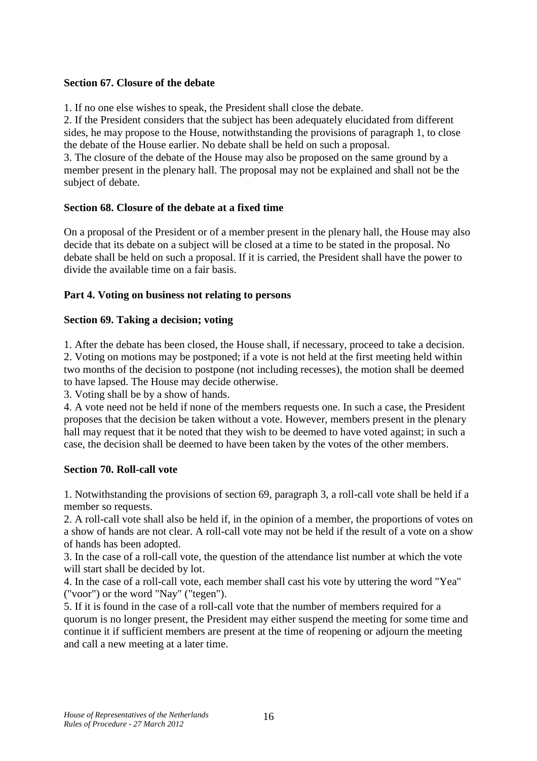**Section 67. Closure of the debate**

1. If no one else wishes to speak, the President shall close the debate.
2. If the President considers that the subject has been adequately elucidated from different sides, he may propose to the House, notwithstanding the provisions of paragraph 1, to close the debate of the House earlier. No debate shall be held on such a proposal.
3. The closure of the debate of the House may also be proposed on the same ground by a member present in the plenary hall. The proposal may not be explained and shall not be the subject of debate.

**Section 68. Closure of the debate at a fixed time**

On a proposal of the President or of a member present in the plenary hall, the House may also decide that its debate on a subject will be closed at a time to be stated in the proposal. No debate shall be held on such a proposal. If it is carried, the President shall have the power to divide the available time on a fair basis.

**Part 4. Voting on business not relating to persons**

**Section 69. Taking a decision; voting**

1. After the debate has been closed, the House shall, if necessary, proceed to take a decision.
2. Voting on motions may be postponed; if a vote is not held at the first meeting held within two months of the decision to postpone (not including recesses), the motion shall be deemed to have lapsed. The House may decide otherwise.
3. Voting shall be by a show of hands.
4. A vote need not be held if none of the members requests one. In such a case, the President proposes that the decision be taken without a vote. However, members present in the plenary hall may request that it be noted that they wish to be deemed to have voted against; in such a case, the decision shall be deemed to have been taken by the votes of the other members.

**Section 70. Roll-call vote**

1. Notwithstanding the provisions of section 69, paragraph 3, a roll-call vote shall be held if a member so requests.
2. A roll-call vote shall also be held if, in the opinion of a member, the proportions of votes on a show of hands are not clear. A roll-call vote may not be held if the result of a vote on a show of hands has been adopted.
3. In the case of a roll-call vote, the question of the attendance list number at which the vote will start shall be decided by lot.
4. In the case of a roll-call vote, each member shall cast his vote by uttering the word "Yea" ("voor") or the word "Nay" ("tegen").
5. If it is found in the case of a roll-call vote that the number of members required for a quorum is no longer present, the President may either suspend the meeting for some time and continue it if sufficient members are present at the time of reopening or adjourn the meeting and call a new meeting at a later time.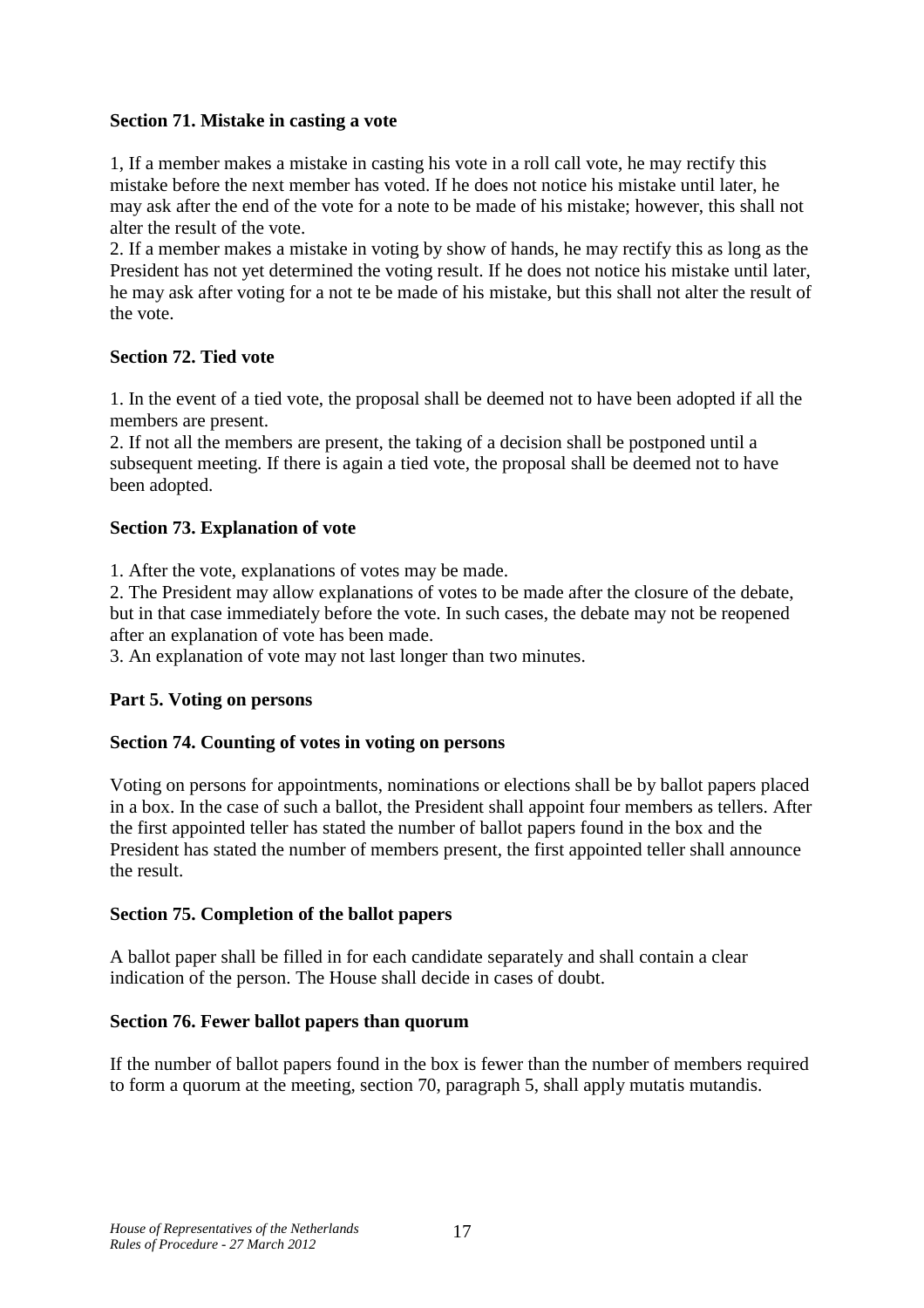**Section 71. Mistake in casting a vote**

1, If a member makes a mistake in casting his vote in a roll call vote, he may rectify this mistake before the next member has voted. If he does not notice his mistake until later, he may ask after the end of the vote for a note to be made of his mistake; however, this shall not alter the result of the vote.
2. If a member makes a mistake in voting by show of hands, he may rectify this as long as the President has not yet determined the voting result. If he does not notice his mistake until later, he may ask after voting for a not te be made of his mistake, but this shall not alter the result of the vote.

**Section 72. Tied vote**

1. In the event of a tied vote, the proposal shall be deemed not to have been adopted if all the members are present.
2. If not all the members are present, the taking of a decision shall be postponed until a subsequent meeting. If there is again a tied vote, the proposal shall be deemed not to have been adopted.

**Section 73. Explanation of vote**

1. After the vote, explanations of votes may be made.
2. The President may allow explanations of votes to be made after the closure of the debate, but in that case immediately before the vote. In such cases, the debate may not be reopened after an explanation of vote has been made.
3. An explanation of vote may not last longer than two minutes.

**Part 5. Voting on persons**

**Section 74. Counting of votes in voting on persons**

Voting on persons for appointments, nominations or elections shall be by ballot papers placed in a box. In the case of such a ballot, the President shall appoint four members as tellers. After the first appointed teller has stated the number of ballot papers found in the box and the President has stated the number of members present, the first appointed teller shall announce the result.

**Section 75. Completion of the ballot papers**

A ballot paper shall be filled in for each candidate separately and shall contain a clear indication of the person. The House shall decide in cases of doubt.

**Section 76. Fewer ballot papers than quorum**

If the number of ballot papers found in the box is fewer than the number of members required to form a quorum at the meeting, section 70, paragraph 5, shall apply mutatis mutandis.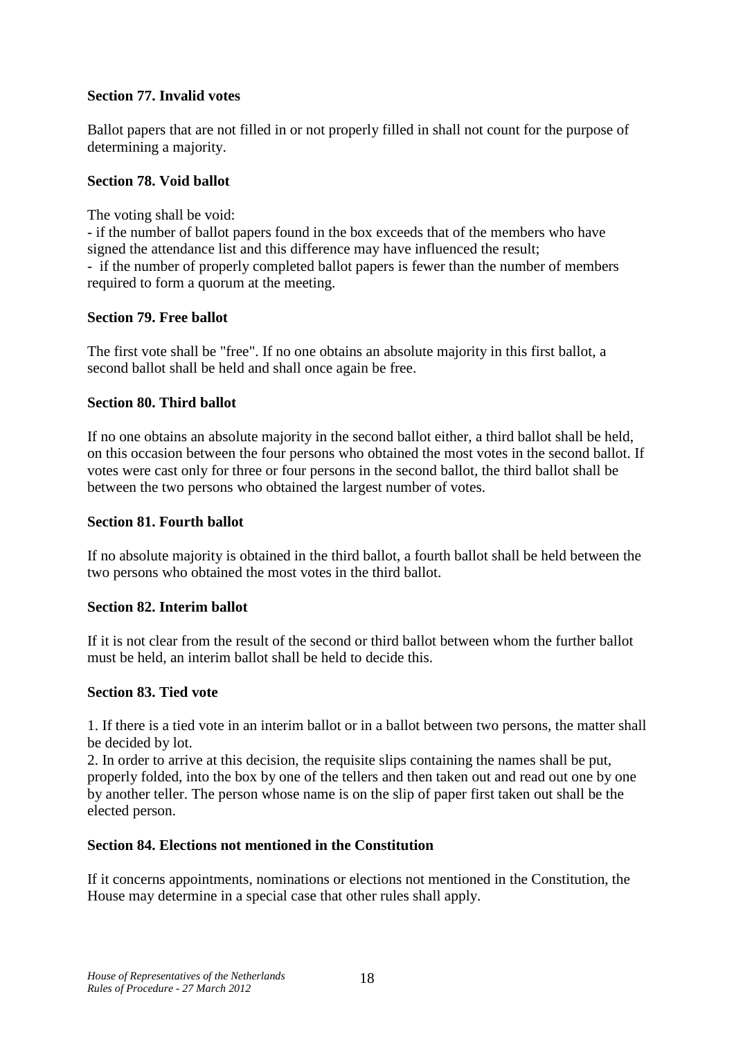**Section 77. Invalid votes**

Ballot papers that are not filled in or not properly filled in shall not count for the purpose of determining a majority.

**Section 78. Void ballot**

The voting shall be void:

- if the number of ballot papers found in the box exceeds that of the members who have signed the attendance list and this difference may have influenced the result;
- if the number of properly completed ballot papers is fewer than the number of members required to form a quorum at the meeting.

**Section 79. Free ballot**

The first vote shall be "free". If no one obtains an absolute majority in this first ballot, a second ballot shall be held and shall once again be free.

**Section 80. Third ballot**

If no one obtains an absolute majority in the second ballot either, a third ballot shall be held, on this occasion between the four persons who obtained the most votes in the second ballot. If votes were cast only for three or four persons in the second ballot, the third ballot shall be between the two persons who obtained the largest number of votes.

**Section 81. Fourth ballot**

If no absolute majority is obtained in the third ballot, a fourth ballot shall be held between the two persons who obtained the most votes in the third ballot.

**Section 82. Interim ballot**

If it is not clear from the result of the second or third ballot between whom the further ballot must be held, an interim ballot shall be held to decide this.

**Section 83. Tied vote**

1. If there is a tied vote in an interim ballot or in a ballot between two persons, the matter shall be decided by lot.
2. In order to arrive at this decision, the requisite slips containing the names shall be put, properly folded, into the box by one of the tellers and then taken out and read out one by one by another teller. The person whose name is on the slip of paper first taken out shall be the elected person.

**Section 84. Elections not mentioned in the Constitution**

If it concerns appointments, nominations or elections not mentioned in the Constitution, the House may determine in a special case that other rules shall apply.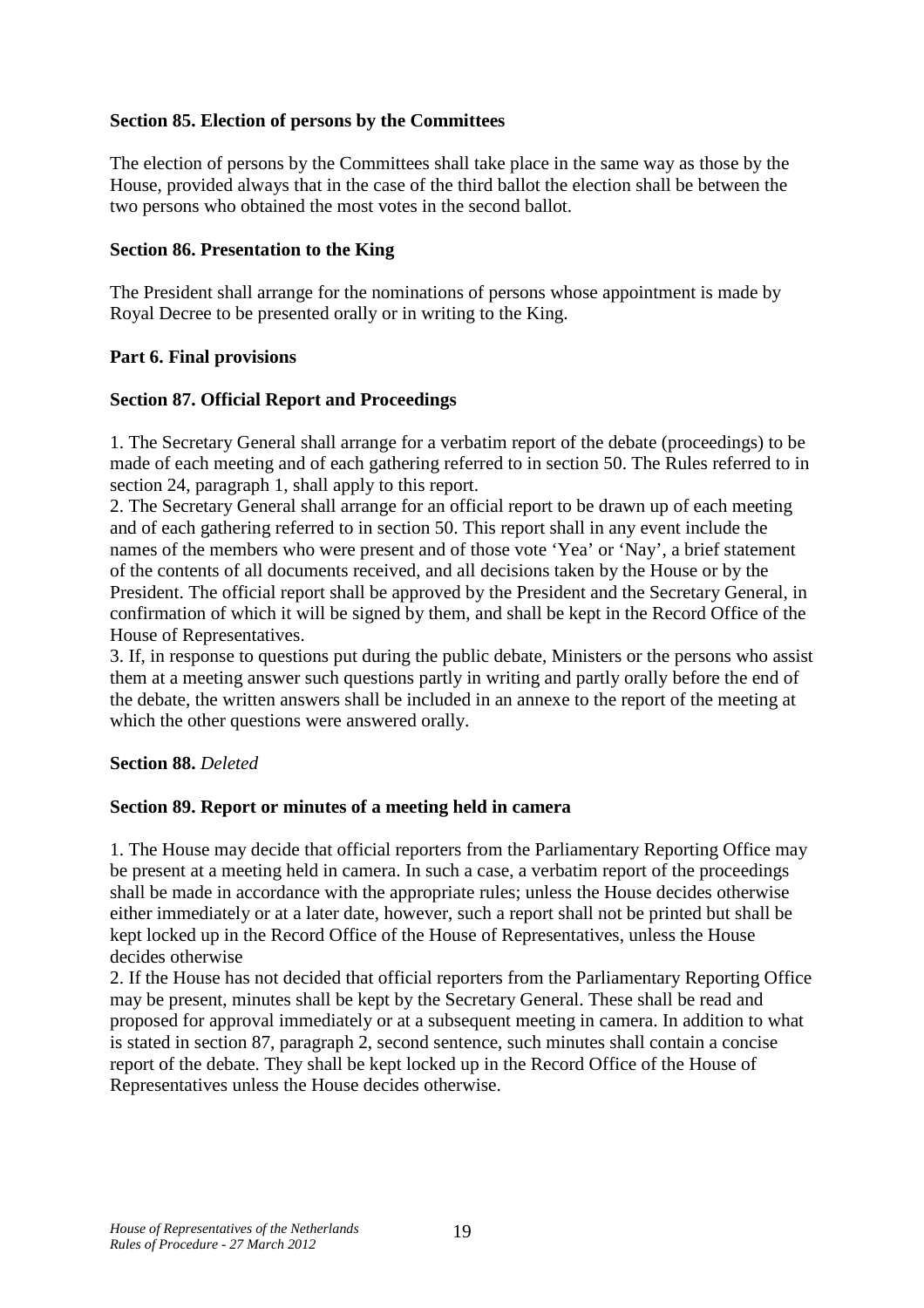**Section 85. Election of persons by the Committees**

The election of persons by the Committees shall take place in the same way as those by the House, provided always that in the case of the third ballot the election shall be between the two persons who obtained the most votes in the second ballot.

**Section 86. Presentation to the King**

The President shall arrange for the nominations of persons whose appointment is made by Royal Decree to be presented orally or in writing to the King.

**Part 6. Final provisions**

**Section 87. Official Report and Proceedings**

1. The Secretary General shall arrange for a verbatim report of the debate (proceedings) to be made of each meeting and of each gathering referred to in section 50. The Rules referred to in section 24, paragraph 1, shall apply to this report.
2. The Secretary General shall arrange for an official report to be drawn up of each meeting and of each gathering referred to in section 50. This report shall in any event include the names of the members who were present and of those vote 'Yea' or 'Nay', a brief statement of the contents of all documents received, and all decisions taken by the House or by the President. The official report shall be approved by the President and the Secretary General, in confirmation of which it will be signed by them, and shall be kept in the Record Office of the House of Representatives.
3. If, in response to questions put during the public debate, Ministers or the persons who assist them at a meeting answer such questions partly in writing and partly orally before the end of the debate, the written answers shall be included in an annexe to the report of the meeting at which the other questions were answered orally.

**Section 88.** *Deleted*

**Section 89. Report or minutes of a meeting held in camera**

1. The House may decide that official reporters from the Parliamentary Reporting Office may be present at a meeting held in camera. In such a case, a verbatim report of the proceedings shall be made in accordance with the appropriate rules; unless the House decides otherwise either immediately or at a later date, however, such a report shall not be printed but shall be kept locked up in the Record Office of the House of Representatives, unless the House decides otherwise
2. If the House has not decided that official reporters from the Parliamentary Reporting Office may be present, minutes shall be kept by the Secretary General. These shall be read and proposed for approval immediately or at a subsequent meeting in camera. In addition to what is stated in section 87, paragraph 2, second sentence, such minutes shall contain a concise report of the debate. They shall be kept locked up in the Record Office of the House of Representatives unless the House decides otherwise.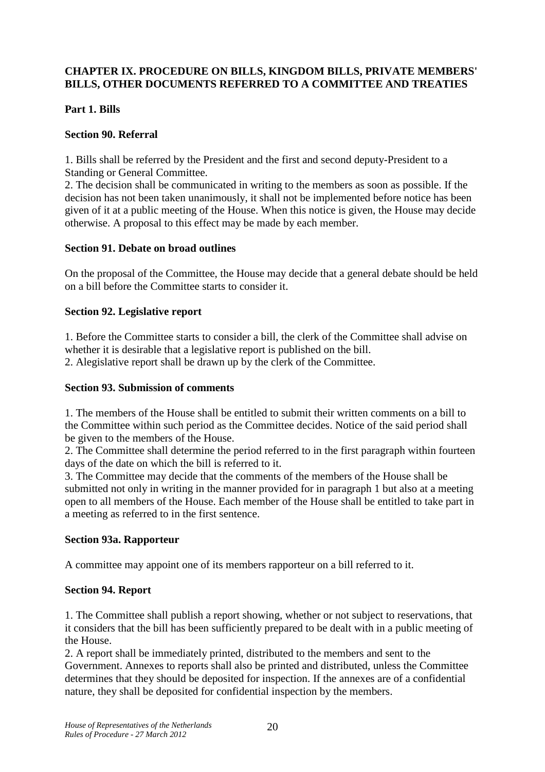## CHAPTER IX. PROCEDURE ON BILLS, KINGDOM BILLS, PRIVATE MEMBERS' BILLS, OTHER DOCUMENTS REFERRED TO A COMMITTEE AND TREATIES

### Part 1. Bills

#### Section 90. Referral

1. Bills shall be referred by the President and the first and second deputy-President to a Standing or General Committee.
2. The decision shall be communicated in writing to the members as soon as possible. If the decision has not been taken unanimously, it shall not be implemented before notice has been given of it at a public meeting of the House. When this notice is given, the House may decide otherwise. A proposal to this effect may be made by each member.

#### Section 91. Debate on broad outlines

On the proposal of the Committee, the House may decide that a general debate should be held on a bill before the Committee starts to consider it.

#### Section 92. Legislative report

1. Before the Committee starts to consider a bill, the clerk of the Committee shall advise on whether it is desirable that a legislative report is published on the bill.
2. Alegislative report shall be drawn up by the clerk of the Committee.

#### Section 93. Submission of comments

1. The members of the House shall be entitled to submit their written comments on a bill to the Committee within such period as the Committee decides. Notice of the said period shall be given to the members of the House.
2. The Committee shall determine the period referred to in the first paragraph within fourteen days of the date on which the bill is referred to it.
3. The Committee may decide that the comments of the members of the House shall be submitted not only in writing in the manner provided for in paragraph 1 but also at a meeting open to all members of the House. Each member of the House shall be entitled to take part in a meeting as referred to in the first sentence.

#### Section 93a. Rapporteur

A committee may appoint one of its members rapporteur on a bill referred to it.

#### Section 94. Report

1. The Committee shall publish a report showing, whether or not subject to reservations, that it considers that the bill has been sufficiently prepared to be dealt with in a public meeting of the House.
2. A report shall be immediately printed, distributed to the members and sent to the Government. Annexes to reports shall also be printed and distributed, unless the Committee determines that they should be deposited for inspection. If the annexes are of a confidential nature, they shall be deposited for confidential inspection by the members.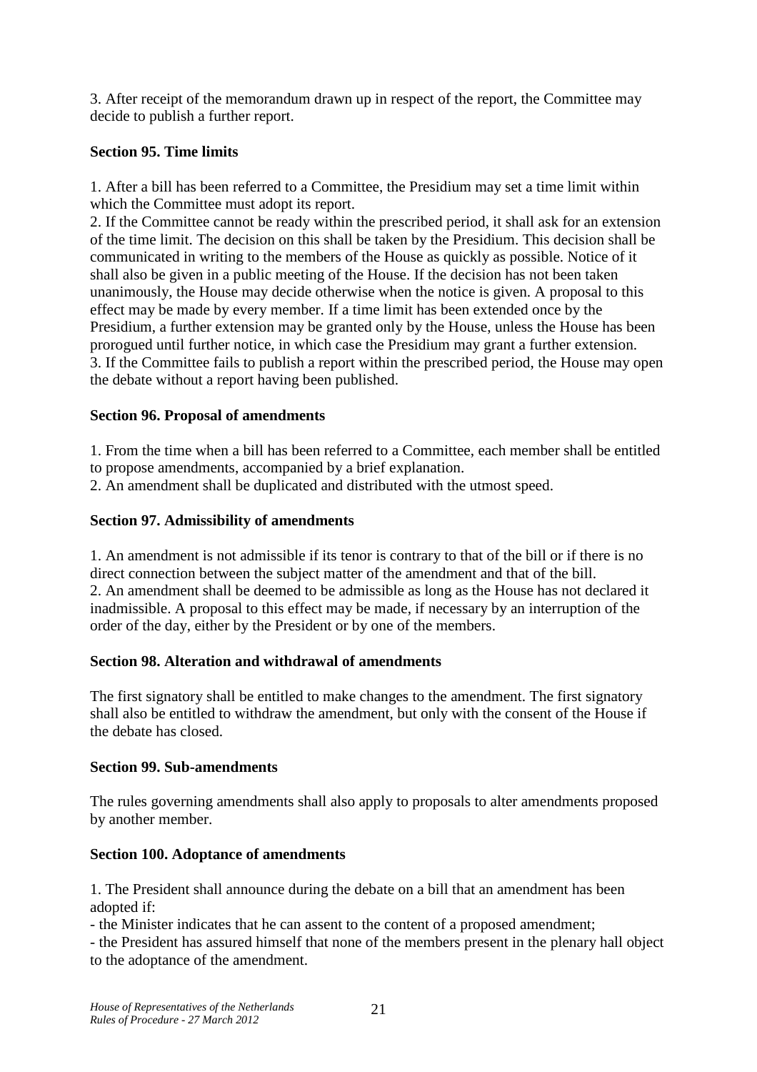3. After receipt of the memorandum drawn up in respect of the report, the Committee may decide to publish a further report.

**Section 95. Time limits**

1. After a bill has been referred to a Committee, the Presidium may set a time limit within which the Committee must adopt its report.
2. If the Committee cannot be ready within the prescribed period, it shall ask for an extension of the time limit. The decision on this shall be taken by the Presidium. This decision shall be communicated in writing to the members of the House as quickly as possible. Notice of it shall also be given in a public meeting of the House. If the decision has not been taken unanimously, the House may decide otherwise when the notice is given. A proposal to this effect may be made by every member. If a time limit has been extended once by the Presidium, a further extension may be granted only by the House, unless the House has been prorogued until further notice, in which case the Presidium may grant a further extension.
3. If the Committee fails to publish a report within the prescribed period, the House may open the debate without a report having been published.

**Section 96. Proposal of amendments**

1. From the time when a bill has been referred to a Committee, each member shall be entitled to propose amendments, accompanied by a brief explanation.
2. An amendment shall be duplicated and distributed with the utmost speed.

**Section 97. Admissibility of amendments**

1. An amendment is not admissible if its tenor is contrary to that of the bill or if there is no direct connection between the subject matter of the amendment and that of the bill.
2. An amendment shall be deemed to be admissible as long as the House has not declared it inadmissible. A proposal to this effect may be made, if necessary by an interruption of the order of the day, either by the President or by one of the members.

**Section 98. Alteration and withdrawal of amendments**

The first signatory shall be entitled to make changes to the amendment. The first signatory shall also be entitled to withdraw the amendment, but only with the consent of the House if the debate has closed.

**Section 99. Sub-amendments**

The rules governing amendments shall also apply to proposals to alter amendments proposed by another member.

**Section 100. Adoptance of amendments**

1. The President shall announce during the debate on a bill that an amendment has been adopted if:
- the Minister indicates that he can assent to the content of a proposed amendment;
- the President has assured himself that none of the members present in the plenary hall object to the adoptance of the amendment.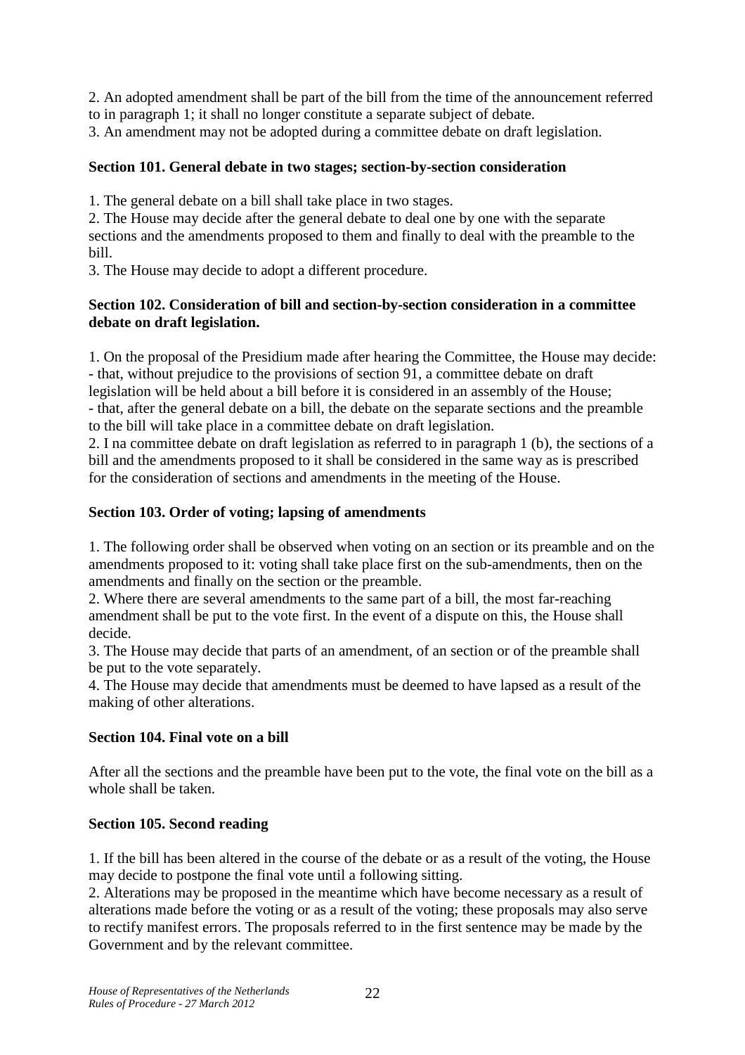2. An adopted amendment shall be part of the bill from the time of the announcement referred to in paragraph 1; it shall no longer constitute a separate subject of debate.
3. An amendment may not be adopted during a committee debate on draft legislation.

**Section 101. General debate in two stages; section-by-section consideration**

1. The general debate on a bill shall take place in two stages.
2. The House may decide after the general debate to deal one by one with the separate sections and the amendments proposed to them and finally to deal with the preamble to the bill.
3. The House may decide to adopt a different procedure.

**Section 102. Consideration of bill and section-by-section consideration in a committee debate on draft legislation.**

1. On the proposal of the Presidium made after hearing the Committee, the House may decide:
- that, without prejudice to the provisions of section 91, a committee debate on draft legislation will be held about a bill before it is considered in an assembly of the House;
- that, after the general debate on a bill, the debate on the separate sections and the preamble to the bill will take place in a committee debate on draft legislation.

2. I na committee debate on draft legislation as referred to in paragraph 1 (b), the sections of a bill and the amendments proposed to it shall be considered in the same way as is prescribed for the consideration of sections and amendments in the meeting of the House.

**Section 103. Order of voting; lapsing of amendments**

1. The following order shall be observed when voting on an section or its preamble and on the amendments proposed to it: voting shall take place first on the sub-amendments, then on the amendments and finally on the section or the preamble.
2. Where there are several amendments to the same part of a bill, the most far-reaching amendment shall be put to the vote first. In the event of a dispute on this, the House shall decide.
3. The House may decide that parts of an amendment, of an section or of the preamble shall be put to the vote separately.
4. The House may decide that amendments must be deemed to have lapsed as a result of the making of other alterations.

**Section 104. Final vote on a bill**

After all the sections and the preamble have been put to the vote, the final vote on the bill as a whole shall be taken.

**Section 105. Second reading**

1. If the bill has been altered in the course of the debate or as a result of the voting, the House may decide to postpone the final vote until a following sitting.
2. Alterations may be proposed in the meantime which have become necessary as a result of alterations made before the voting or as a result of the voting; these proposals may also serve to rectify manifest errors. The proposals referred to in the first sentence may be made by the Government and by the relevant committee.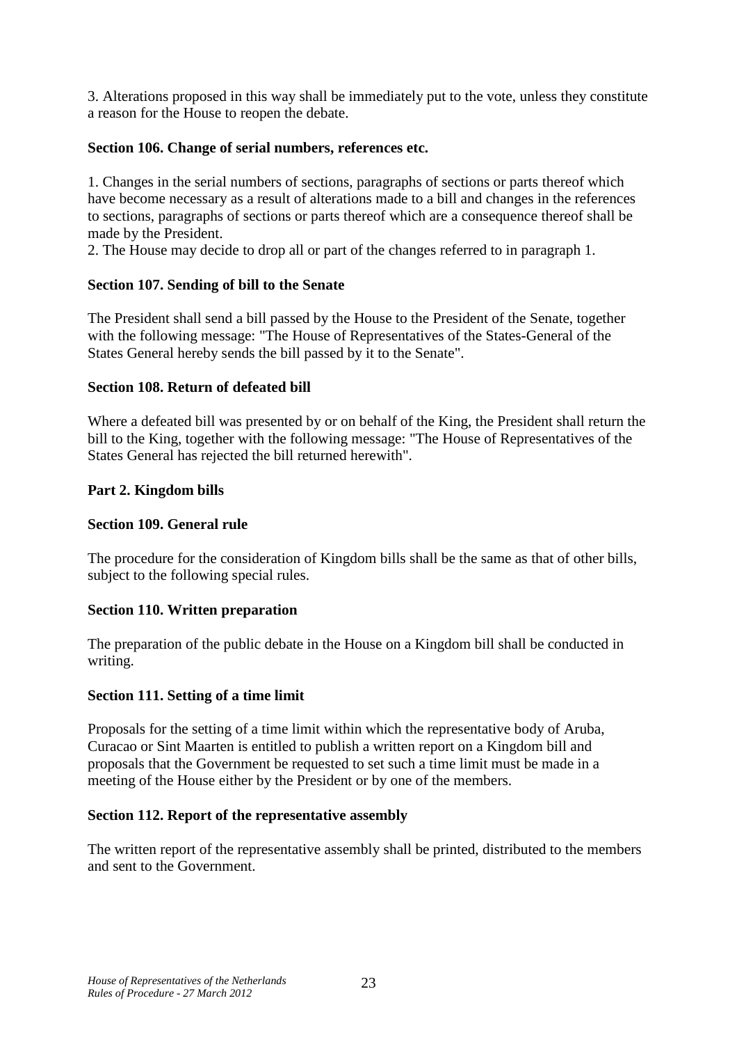3. Alterations proposed in this way shall be immediately put to the vote, unless they constitute a reason for the House to reopen the debate.

**Section 106. Change of serial numbers, references etc.**

1. Changes in the serial numbers of sections, paragraphs of sections or parts thereof which have become necessary as a result of alterations made to a bill and changes in the references to sections, paragraphs of sections or parts thereof which are a consequence thereof shall be made by the President.
2. The House may decide to drop all or part of the changes referred to in paragraph 1.

**Section 107. Sending of bill to the Senate**

The President shall send a bill passed by the House to the President of the Senate, together with the following message: "The House of Representatives of the States-General of the States General hereby sends the bill passed by it to the Senate".

**Section 108. Return of defeated bill**

Where a defeated bill was presented by or on behalf of the King, the President shall return the bill to the King, together with the following message: "The House of Representatives of the States General has rejected the bill returned herewith".

**Part 2. Kingdom bills**

**Section 109. General rule**

The procedure for the consideration of Kingdom bills shall be the same as that of other bills, subject to the following special rules.

**Section 110. Written preparation**

The preparation of the public debate in the House on a Kingdom bill shall be conducted in writing.

**Section 111. Setting of a time limit**

Proposals for the setting of a time limit within which the representative body of Aruba, Curacao or Sint Maarten is entitled to publish a written report on a Kingdom bill and proposals that the Government be requested to set such a time limit must be made in a meeting of the House either by the President or by one of the members.

**Section 112. Report of the representative assembly**

The written report of the representative assembly shall be printed, distributed to the members and sent to the Government.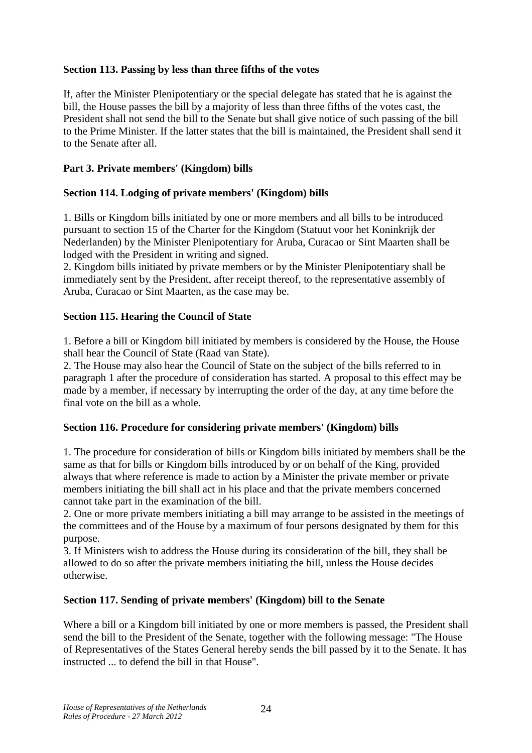**Section 113. Passing by less than three fifths of the votes**

If, after the Minister Plenipotentiary or the special delegate has stated that he is against the bill, the House passes the bill by a majority of less than three fifths of the votes cast, the President shall not send the bill to the Senate but shall give notice of such passing of the bill to the Prime Minister. If the latter states that the bill is maintained, the President shall send it to the Senate after all.

**Part 3. Private members' (Kingdom) bills**

**Section 114. Lodging of private members' (Kingdom) bills**

1. Bills or Kingdom bills initiated by one or more members and all bills to be introduced pursuant to section 15 of the Charter for the Kingdom (Statuut voor het Koninkrijk der Nederlanden) by the Minister Plenipotentiary for Aruba, Curacao or Sint Maarten shall be lodged with the President in writing and signed.
2. Kingdom bills initiated by private members or by the Minister Plenipotentiary shall be immediately sent by the President, after receipt thereof, to the representative assembly of Aruba, Curacao or Sint Maarten, as the case may be.

**Section 115. Hearing the Council of State**

1. Before a bill or Kingdom bill initiated by members is considered by the House, the House shall hear the Council of State (Raad van State).
2. The House may also hear the Council of State on the subject of the bills referred to in paragraph 1 after the procedure of consideration has started. A proposal to this effect may be made by a member, if necessary by interrupting the order of the day, at any time before the final vote on the bill as a whole.

**Section 116. Procedure for considering private members' (Kingdom) bills**

1. The procedure for consideration of bills or Kingdom bills initiated by members shall be the same as that for bills or Kingdom bills introduced by or on behalf of the King, provided always that where reference is made to action by a Minister the private member or private members initiating the bill shall act in his place and that the private members concerned cannot take part in the examination of the bill.
2. One or more private members initiating a bill may arrange to be assisted in the meetings of the committees and of the House by a maximum of four persons designated by them for this purpose.
3. If Ministers wish to address the House during its consideration of the bill, they shall be allowed to do so after the private members initiating the bill, unless the House decides otherwise.

**Section 117. Sending of private members' (Kingdom) bill to the Senate**

Where a bill or a Kingdom bill initiated by one or more members is passed, the President shall send the bill to the President of the Senate, together with the following message: "The House of Representatives of the States General hereby sends the bill passed by it to the Senate. It has instructed ... to defend the bill in that House".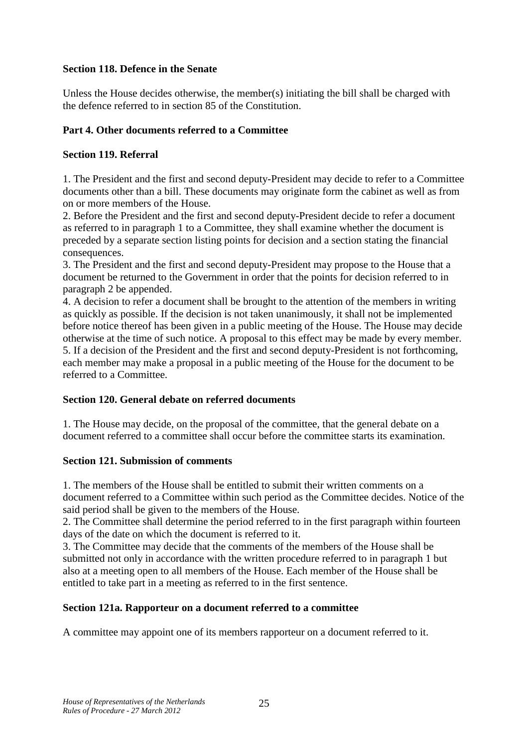**Section 118. Defence in the Senate**

Unless the House decides otherwise, the member(s) initiating the bill shall be charged with the defence referred to in section 85 of the Constitution.

**Part 4. Other documents referred to a Committee**

**Section 119. Referral**

1. The President and the first and second deputy-President may decide to refer to a Committee documents other than a bill. These documents may originate form the cabinet as well as from on or more members of the House.
2. Before the President and the first and second deputy-President decide to refer a document as referred to in paragraph 1 to a Committee, they shall examine whether the document is preceded by a separate section listing points for decision and a section stating the financial consequences.
3. The President and the first and second deputy-President may propose to the House that a document be returned to the Government in order that the points for decision referred to in paragraph 2 be appended.
4. A decision to refer a document shall be brought to the attention of the members in writing as quickly as possible. If the decision is not taken unanimously, it shall not be implemented before notice thereof has been given in a public meeting of the House. The House may decide otherwise at the time of such notice. A proposal to this effect may be made by every member.
5. If a decision of the President and the first and second deputy-President is not forthcoming, each member may make a proposal in a public meeting of the House for the document to be referred to a Committee.

**Section 120. General debate on referred documents**

1. The House may decide, on the proposal of the committee, that the general debate on a document referred to a committee shall occur before the committee starts its examination.

**Section 121. Submission of comments**

1. The members of the House shall be entitled to submit their written comments on a document referred to a Committee within such period as the Committee decides. Notice of the said period shall be given to the members of the House.
2. The Committee shall determine the period referred to in the first paragraph within fourteen days of the date on which the document is referred to it.
3. The Committee may decide that the comments of the members of the House shall be submitted not only in accordance with the written procedure referred to in paragraph 1 but also at a meeting open to all members of the House. Each member of the House shall be entitled to take part in a meeting as referred to in the first sentence.

**Section 121a. Rapporteur on a document referred to a committee**

A committee may appoint one of its members rapporteur on a document referred to it.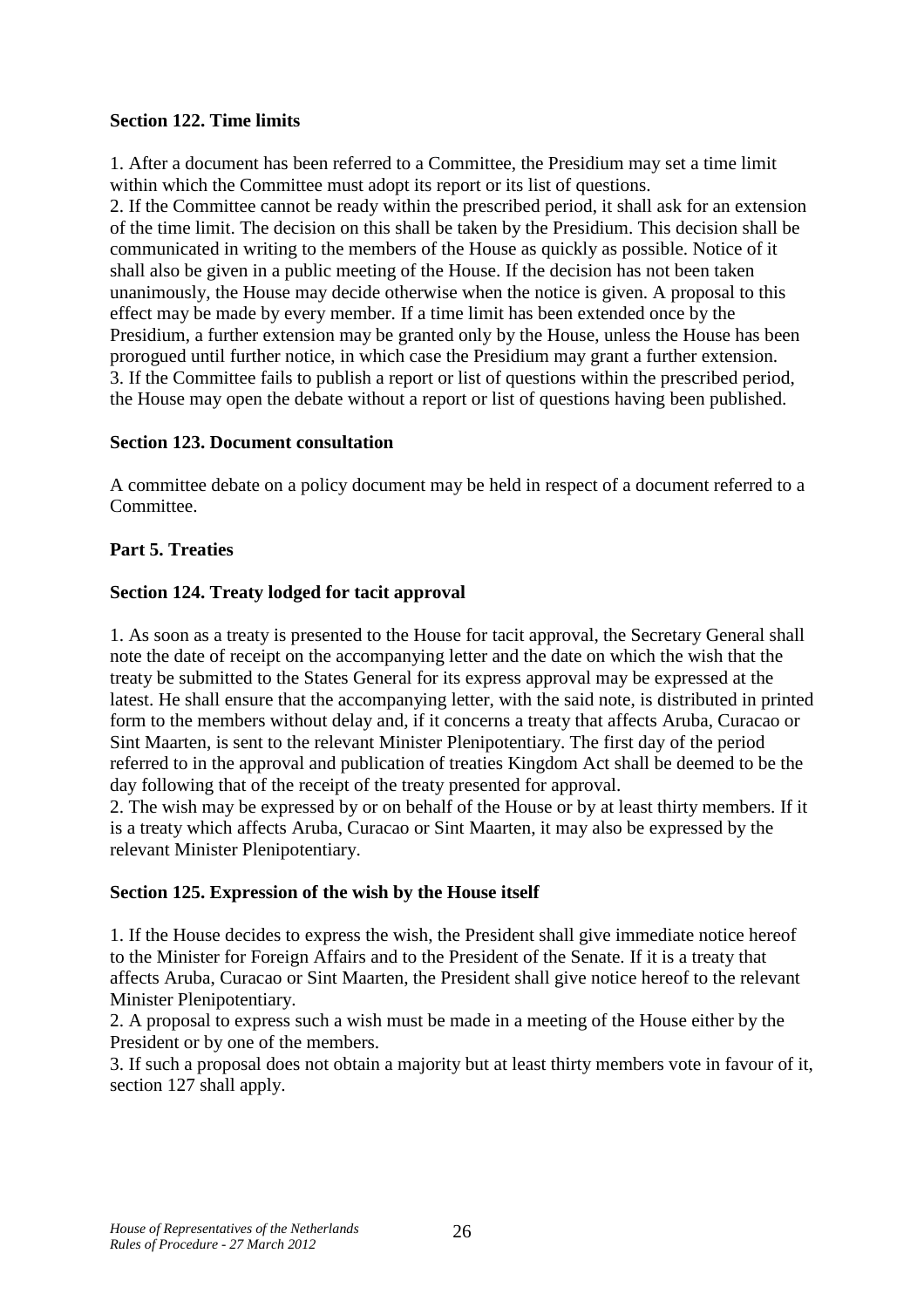### Section 122. Time limits

1. After a document has been referred to a Committee, the Presidium may set a time limit within which the Committee must adopt its report or its list of questions.
2. If the Committee cannot be ready within the prescribed period, it shall ask for an extension of the time limit. The decision on this shall be taken by the Presidium. This decision shall be communicated in writing to the members of the House as quickly as possible. Notice of it shall also be given in a public meeting of the House. If the decision has not been taken unanimously, the House may decide otherwise when the notice is given. A proposal to this effect may be made by every member. If a time limit has been extended once by the Presidium, a further extension may be granted only by the House, unless the House has been prorogued until further notice, in which case the Presidium may grant a further extension.
3. If the Committee fails to publish a report or list of questions within the prescribed period, the House may open the debate without a report or list of questions having been published.

### Section 123. Document consultation

A committee debate on a policy document may be held in respect of a document referred to a Committee.

## Part 5. Treaties

### Section 124. Treaty lodged for tacit approval

1. As soon as a treaty is presented to the House for tacit approval, the Secretary General shall note the date of receipt on the accompanying letter and the date on which the wish that the treaty be submitted to the States General for its express approval may be expressed at the latest. He shall ensure that the accompanying letter, with the said note, is distributed in printed form to the members without delay and, if it concerns a treaty that affects Aruba, Curacao or Sint Maarten, is sent to the relevant Minister Plenipotentiary. The first day of the period referred to in the approval and publication of treaties Kingdom Act shall be deemed to be the day following that of the receipt of the treaty presented for approval.
2. The wish may be expressed by or on behalf of the House or by at least thirty members. If it is a treaty which affects Aruba, Curacao or Sint Maarten, it may also be expressed by the relevant Minister Plenipotentiary.

### Section 125. Expression of the wish by the House itself

1. If the House decides to express the wish, the President shall give immediate notice hereof to the Minister for Foreign Affairs and to the President of the Senate. If it is a treaty that affects Aruba, Curacao or Sint Maarten, the President shall give notice hereof to the relevant Minister Plenipotentiary.
2. A proposal to express such a wish must be made in a meeting of the House either by the President or by one of the members.
3. If such a proposal does not obtain a majority but at least thirty members vote in favour of it, section 127 shall apply.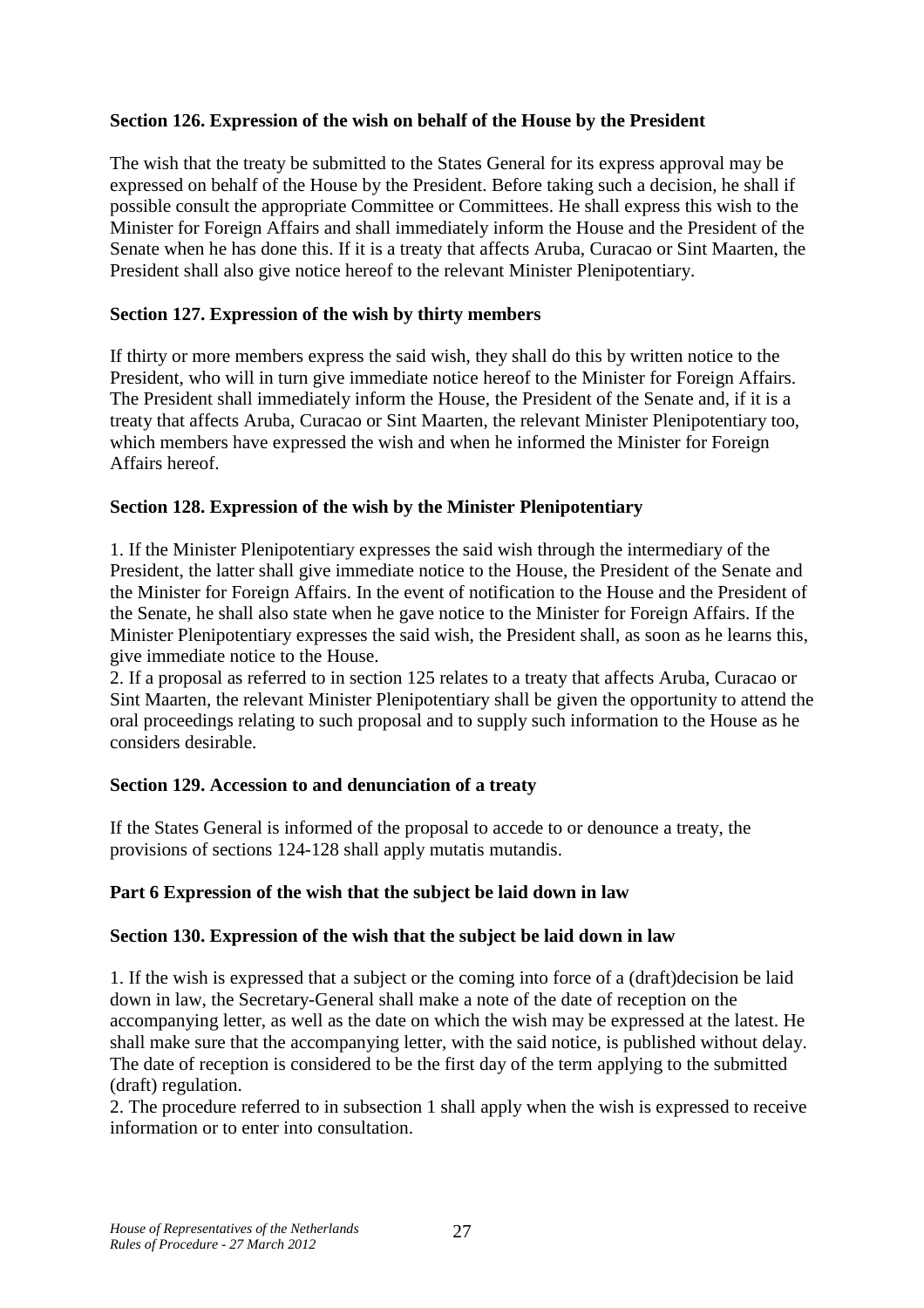**Section 126. Expression of the wish on behalf of the House by the President**

The wish that the treaty be submitted to the States General for its express approval may be expressed on behalf of the House by the President. Before taking such a decision, he shall if possible consult the appropriate Committee or Committees. He shall express this wish to the Minister for Foreign Affairs and shall immediately inform the House and the President of the Senate when he has done this. If it is a treaty that affects Aruba, Curacao or Sint Maarten, the President shall also give notice hereof to the relevant Minister Plenipotentiary.

**Section 127. Expression of the wish by thirty members**

If thirty or more members express the said wish, they shall do this by written notice to the President, who will in turn give immediate notice hereof to the Minister for Foreign Affairs. The President shall immediately inform the House, the President of the Senate and, if it is a treaty that affects Aruba, Curacao or Sint Maarten, the relevant Minister Plenipotentiary too, which members have expressed the wish and when he informed the Minister for Foreign Affairs hereof.

**Section 128. Expression of the wish by the Minister Plenipotentiary**

1. If the Minister Plenipotentiary expresses the said wish through the intermediary of the President, the latter shall give immediate notice to the House, the President of the Senate and the Minister for Foreign Affairs. In the event of notification to the House and the President of the Senate, he shall also state when he gave notice to the Minister for Foreign Affairs. If the Minister Plenipotentiary expresses the said wish, the President shall, as soon as he learns this, give immediate notice to the House.
2. If a proposal as referred to in section 125 relates to a treaty that affects Aruba, Curacao or Sint Maarten, the relevant Minister Plenipotentiary shall be given the opportunity to attend the oral proceedings relating to such proposal and to supply such information to the House as he considers desirable.

**Section 129. Accession to and denunciation of a treaty**

If the States General is informed of the proposal to accede to or denounce a treaty, the provisions of sections 124-128 shall apply mutatis mutandis.

**Part 6 Expression of the wish that the subject be laid down in law**

**Section 130. Expression of the wish that the subject be laid down in law**

1. If the wish is expressed that a subject or the coming into force of a (draft)decision be laid down in law, the Secretary-General shall make a note of the date of reception on the accompanying letter, as well as the date on which the wish may be expressed at the latest. He shall make sure that the accompanying letter, with the said notice, is published without delay. The date of reception is considered to be the first day of the term applying to the submitted (draft) regulation.
2. The procedure referred to in subsection 1 shall apply when the wish is expressed to receive information or to enter into consultation.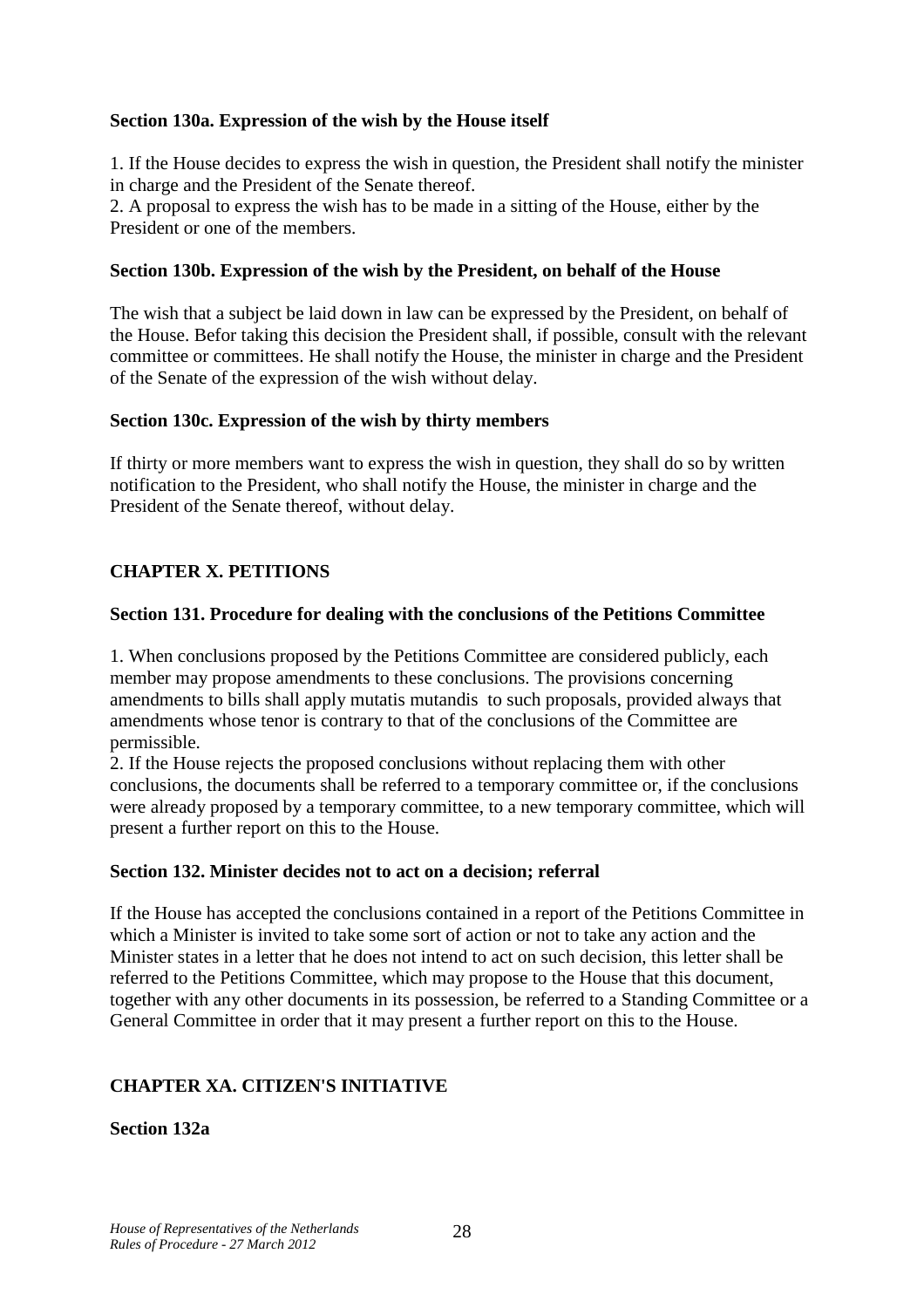### Section 130a. Expression of the wish by the House itself

1. If the House decides to express the wish in question, the President shall notify the minister in charge and the President of the Senate thereof.
2. A proposal to express the wish has to be made in a sitting of the House, either by the President or one of the members.

### Section 130b. Expression of the wish by the President, on behalf of the House

The wish that a subject be laid down in law can be expressed by the President, on behalf of the House. Befor taking this decision the President shall, if possible, consult with the relevant committee or committees. He shall notify the House, the minister in charge and the President of the Senate of the expression of the wish without delay.

### Section 130c. Expression of the wish by thirty members

If thirty or more members want to express the wish in question, they shall do so by written notification to the President, who shall notify the House, the minister in charge and the President of the Senate thereof, without delay.

## CHAPTER X. PETITIONS

### Section 131. Procedure for dealing with the conclusions of the Petitions Committee

1. When conclusions proposed by the Petitions Committee are considered publicly, each member may propose amendments to these conclusions. The provisions concerning amendments to bills shall apply mutatis mutandis to such proposals, provided always that amendments whose tenor is contrary to that of the conclusions of the Committee are permissible.
2. If the House rejects the proposed conclusions without replacing them with other conclusions, the documents shall be referred to a temporary committee or, if the conclusions were already proposed by a temporary committee, to a new temporary committee, which will present a further report on this to the House.

### Section 132. Minister decides not to act on a decision; referral

If the House has accepted the conclusions contained in a report of the Petitions Committee in which a Minister is invited to take some sort of action or not to take any action and the Minister states in a letter that he does not intend to act on such decision, this letter shall be referred to the Petitions Committee, which may propose to the House that this document, together with any other documents in its possession, be referred to a Standing Committee or a General Committee in order that it may present a further report on this to the House.

## CHAPTER XA. CITIZEN'S INITIATIVE

### Section 132a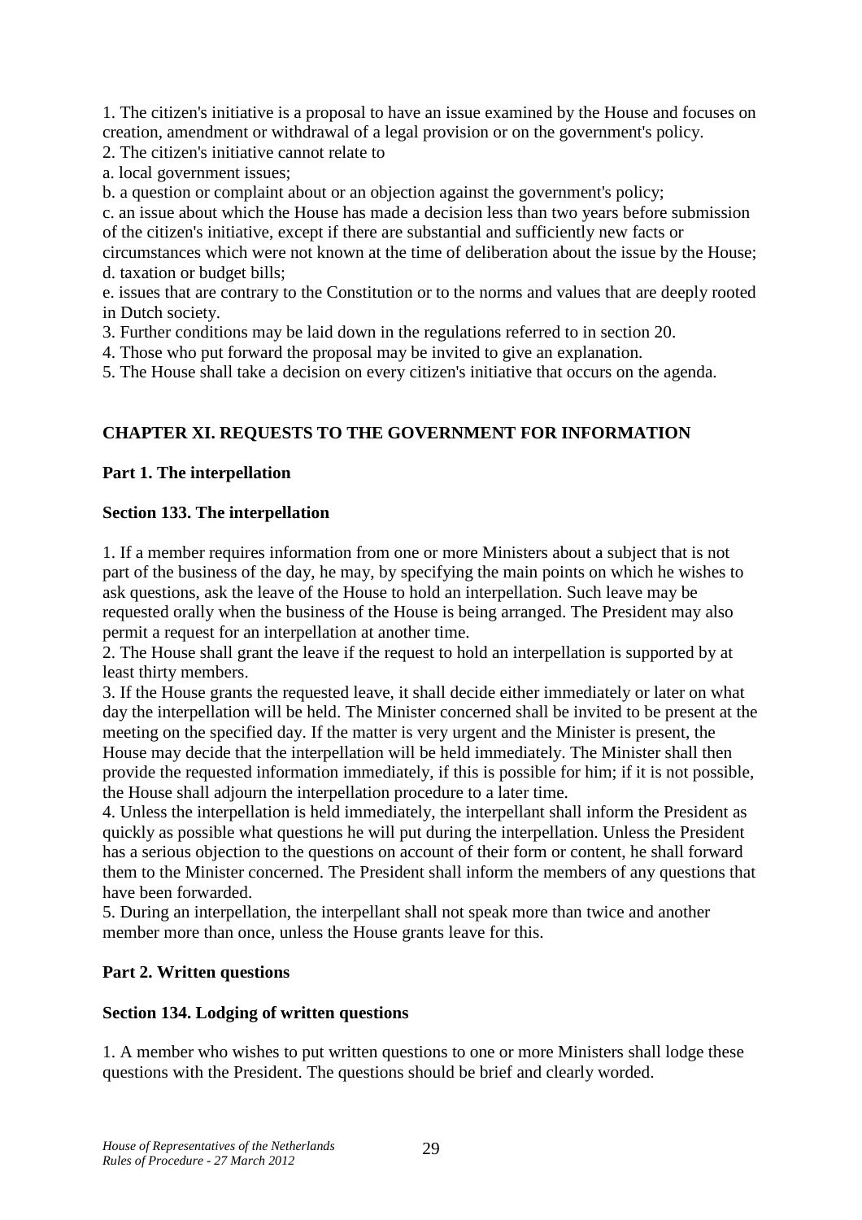1. The citizen's initiative is a proposal to have an issue examined by the House and focuses on creation, amendment or withdrawal of a legal provision or on the government's policy.
2. The citizen's initiative cannot relate to
a. local government issues;
b. a question or complaint about or an objection against the government's policy;
c. an issue about which the House has made a decision less than two years before submission of the citizen's initiative, except if there are substantial and sufficiently new facts or circumstances which were not known at the time of deliberation about the issue by the House;
d. taxation or budget bills;
e. issues that are contrary to the Constitution or to the norms and values that are deeply rooted in Dutch society.
3. Further conditions may be laid down in the regulations referred to in section 20.
4. Those who put forward the proposal may be invited to give an explanation.
5. The House shall take a decision on every citizen's initiative that occurs on the agenda.

## CHAPTER XI. REQUESTS TO THE GOVERNMENT FOR INFORMATION

### Part 1. The interpellation

#### Section 133. The interpellation

1. If a member requires information from one or more Ministers about a subject that is not part of the business of the day, he may, by specifying the main points on which he wishes to ask questions, ask the leave of the House to hold an interpellation. Such leave may be requested orally when the business of the House is being arranged. The President may also permit a request for an interpellation at another time.
2. The House shall grant the leave if the request to hold an interpellation is supported by at least thirty members.
3. If the House grants the requested leave, it shall decide either immediately or later on what day the interpellation will be held. The Minister concerned shall be invited to be present at the meeting on the specified day. If the matter is very urgent and the Minister is present, the House may decide that the interpellation will be held immediately. The Minister shall then provide the requested information immediately, if this is possible for him; if it is not possible, the House shall adjourn the interpellation procedure to a later time.
4. Unless the interpellation is held immediately, the interpellant shall inform the President as quickly as possible what questions he will put during the interpellation. Unless the President has a serious objection to the questions on account of their form or content, he shall forward them to the Minister concerned. The President shall inform the members of any questions that have been forwarded.
5. During an interpellation, the interpellant shall not speak more than twice and another member more than once, unless the House grants leave for this.

### Part 2. Written questions

#### Section 134. Lodging of written questions

1. A member who wishes to put written questions to one or more Ministers shall lodge these questions with the President. The questions should be brief and clearly worded.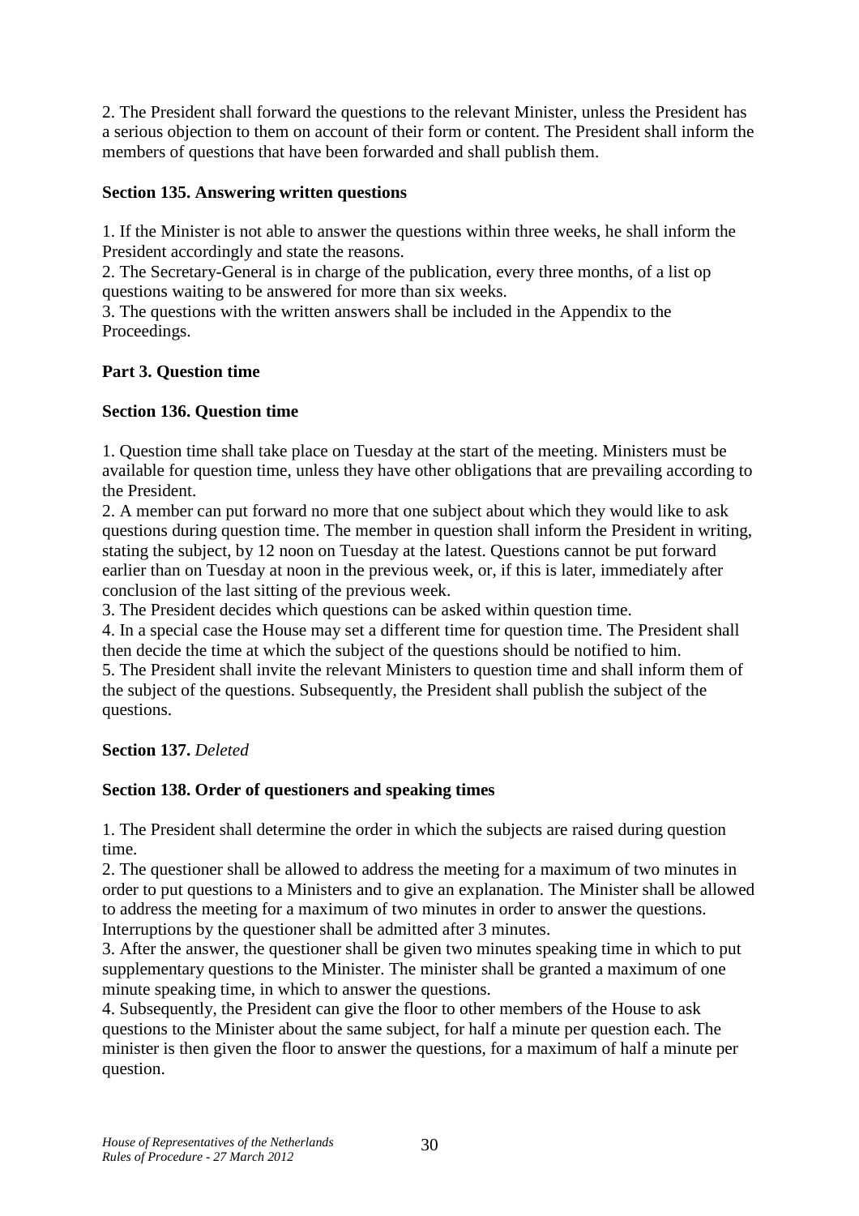2. The President shall forward the questions to the relevant Minister, unless the President has a serious objection to them on account of their form or content. The President shall inform the members of questions that have been forwarded and shall publish them.

**Section 135. Answering written questions**

1. If the Minister is not able to answer the questions within three weeks, he shall inform the President accordingly and state the reasons.
2. The Secretary-General is in charge of the publication, every three months, of a list op questions waiting to be answered for more than six weeks.
3. The questions with the written answers shall be included in the Appendix to the Proceedings.

**Part 3. Question time**

**Section 136. Question time**

1. Question time shall take place on Tuesday at the start of the meeting. Ministers must be available for question time, unless they have other obligations that are prevailing according to the President.
2. A member can put forward no more that one subject about which they would like to ask questions during question time. The member in question shall inform the President in writing, stating the subject, by 12 noon on Tuesday at the latest. Questions cannot be put forward earlier than on Tuesday at noon in the previous week, or, if this is later, immediately after conclusion of the last sitting of the previous week.
3. The President decides which questions can be asked within question time.
4. In a special case the House may set a different time for question time. The President shall then decide the time at which the subject of the questions should be notified to him.
5. The President shall invite the relevant Ministers to question time and shall inform them of the subject of the questions. Subsequently, the President shall publish the subject of the questions.

**Section 137.** *Deleted*

**Section 138. Order of questioners and speaking times**

1. The President shall determine the order in which the subjects are raised during question time.
2. The questioner shall be allowed to address the meeting for a maximum of two minutes in order to put questions to a Ministers and to give an explanation. The Minister shall be allowed to address the meeting for a maximum of two minutes in order to answer the questions. Interruptions by the questioner shall be admitted after 3 minutes.
3. After the answer, the questioner shall be given two minutes speaking time in which to put supplementary questions to the Minister. The minister shall be granted a maximum of one minute speaking time, in which to answer the questions.
4. Subsequently, the President can give the floor to other members of the House to ask questions to the Minister about the same subject, for half a minute per question each. The minister is then given the floor to answer the questions, for a maximum of half a minute per question.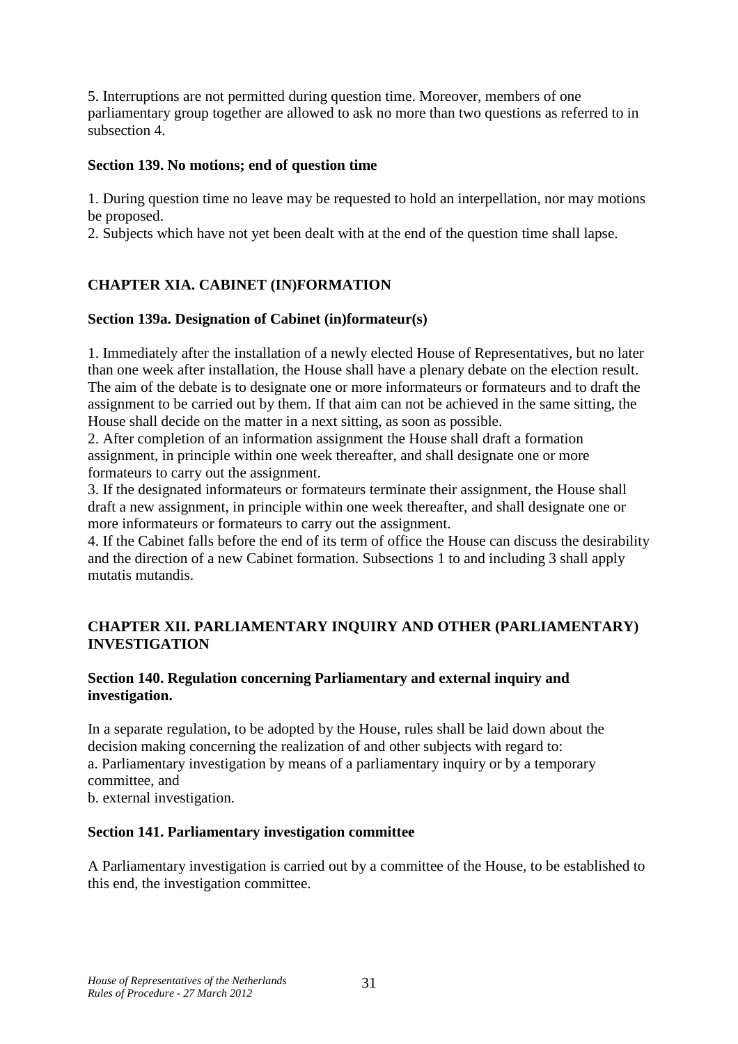5. Interruptions are not permitted during question time. Moreover, members of one parliamentary group together are allowed to ask no more than two questions as referred to in subsection 4.

### Section 139. No motions; end of question time

1. During question time no leave may be requested to hold an interpellation, nor may motions be proposed.
2. Subjects which have not yet been dealt with at the end of the question time shall lapse.

## CHAPTER XIA. CABINET (IN)FORMATION

### Section 139a. Designation of Cabinet (in)formateur(s)

1. Immediately after the installation of a newly elected House of Representatives, but no later than one week after installation, the House shall have a plenary debate on the election result. The aim of the debate is to designate one or more informateurs or formateurs and to draft the assignment to be carried out by them. If that aim can not be achieved in the same sitting, the House shall decide on the matter in a next sitting, as soon as possible.
2. After completion of an information assignment the House shall draft a formation assignment, in principle within one week thereafter, and shall designate one or more formateurs to carry out the assignment.
3. If the designated informateurs or formateurs terminate their assignment, the House shall draft a new assignment, in principle within one week thereafter, and shall designate one or more informateurs or formateurs to carry out the assignment.
4. If the Cabinet falls before the end of its term of office the House can discuss the desirability and the direction of a new Cabinet formation. Subsections 1 to and including 3 shall apply mutatis mutandis.

## CHAPTER XII. PARLIAMENTARY INQUIRY AND OTHER (PARLIAMENTARY) INVESTIGATION

### Section 140. Regulation concerning Parliamentary and external inquiry and investigation.

In a separate regulation, to be adopted by the House, rules shall be laid down about the decision making concerning the realization of and other subjects with regard to:
a. Parliamentary investigation by means of a parliamentary inquiry or by a temporary committee, and
b. external investigation.

### Section 141. Parliamentary investigation committee

A Parliamentary investigation is carried out by a committee of the House, to be established to this end, the investigation committee.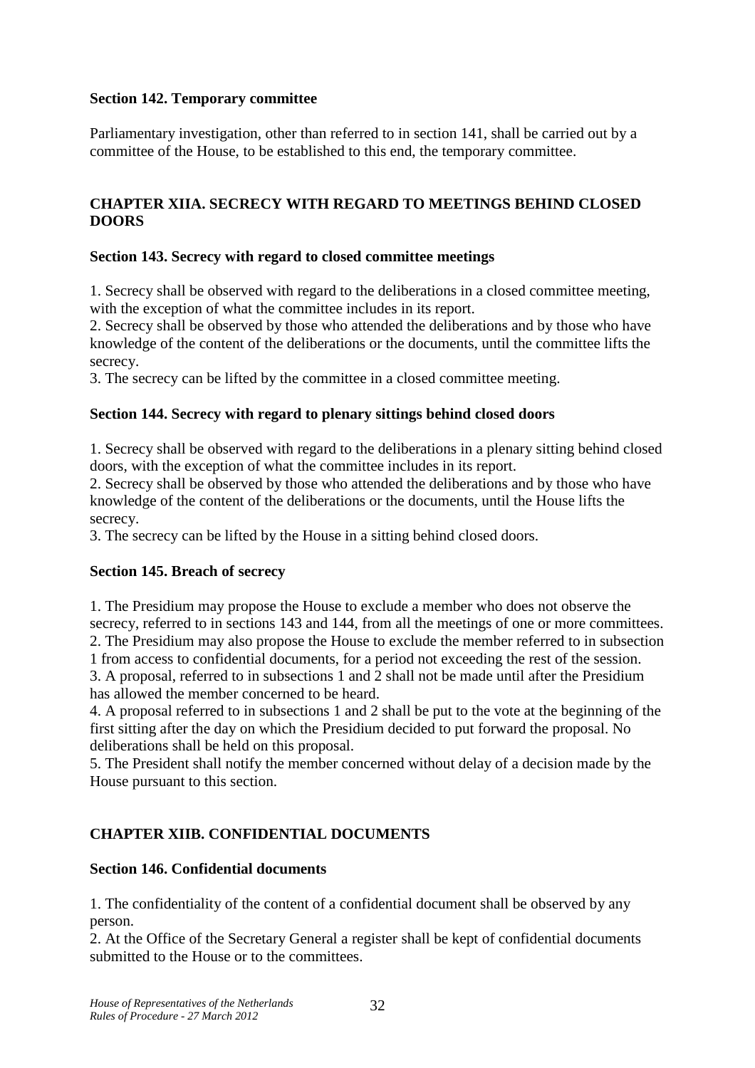### Section 142. Temporary committee

Parliamentary investigation, other than referred to in section 141, shall be carried out by a committee of the House, to be established to this end, the temporary committee.

## CHAPTER XIIA. SECRECY WITH REGARD TO MEETINGS BEHIND CLOSED DOORS

### Section 143. Secrecy with regard to closed committee meetings

1. Secrecy shall be observed with regard to the deliberations in a closed committee meeting, with the exception of what the committee includes in its report.
2. Secrecy shall be observed by those who attended the deliberations and by those who have knowledge of the content of the deliberations or the documents, until the committee lifts the secrecy.
3. The secrecy can be lifted by the committee in a closed committee meeting.

### Section 144. Secrecy with regard to plenary sittings behind closed doors

1. Secrecy shall be observed with regard to the deliberations in a plenary sitting behind closed doors, with the exception of what the committee includes in its report.
2. Secrecy shall be observed by those who attended the deliberations and by those who have knowledge of the content of the deliberations or the documents, until the House lifts the secrecy.
3. The secrecy can be lifted by the House in a sitting behind closed doors.

### Section 145. Breach of secrecy

1. The Presidium may propose the House to exclude a member who does not observe the secrecy, referred to in sections 143 and 144, from all the meetings of one or more committees.
2. The Presidium may also propose the House to exclude the member referred to in subsection 1 from access to confidential documents, for a period not exceeding the rest of the session.
3. A proposal, referred to in subsections 1 and 2 shall not be made until after the Presidium has allowed the member concerned to be heard.
4. A proposal referred to in subsections 1 and 2 shall be put to the vote at the beginning of the first sitting after the day on which the Presidium decided to put forward the proposal. No deliberations shall be held on this proposal.
5. The President shall notify the member concerned without delay of a decision made by the House pursuant to this section.

## CHAPTER XIIB. CONFIDENTIAL DOCUMENTS

### Section 146. Confidential documents

1. The confidentiality of the content of a confidential document shall be observed by any person.
2. At the Office of the Secretary General a register shall be kept of confidential documents submitted to the House or to the committees.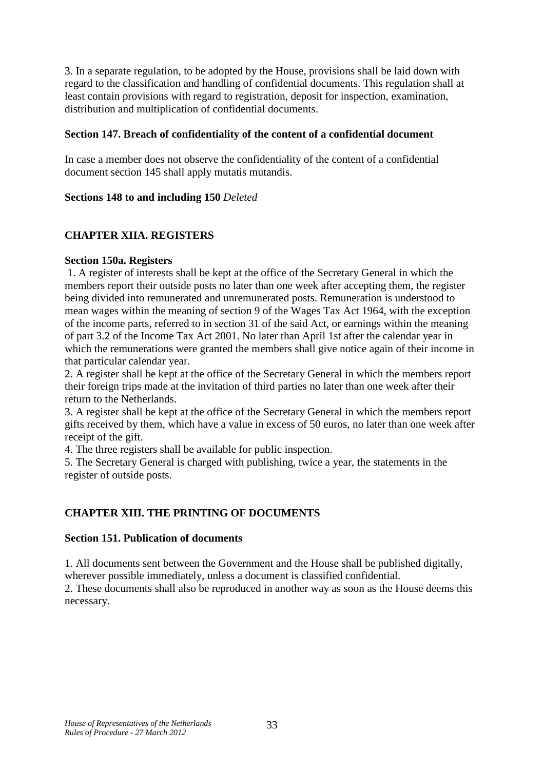3. In a separate regulation, to be adopted by the House, provisions shall be laid down with regard to the classification and handling of confidential documents. This regulation shall at least contain provisions with regard to registration, deposit for inspection, examination, distribution and multiplication of confidential documents.

### Section 147. Breach of confidentiality of the content of a confidential document

In case a member does not observe the confidentiality of the content of a confidential document section 145 shall apply mutatis mutandis.

**Sections 148 to and including 150** *Deleted*

## CHAPTER XIIA. REGISTERS

### Section 150a. Registers

1. A register of interests shall be kept at the office of the Secretary General in which the members report their outside posts no later than one week after accepting them, the register being divided into remunerated and unremunerated posts. Remuneration is understood to mean wages within the meaning of section 9 of the Wages Tax Act 1964, with the exception of the income parts, referred to in section 31 of the said Act, or earnings within the meaning of part 3.2 of the Income Tax Act 2001. No later than April 1st after the calendar year in which the remunerations were granted the members shall give notice again of their income in that particular calendar year.
2. A register shall be kept at the office of the Secretary General in which the members report their foreign trips made at the invitation of third parties no later than one week after their return to the Netherlands.
3. A register shall be kept at the office of the Secretary General in which the members report gifts received by them, which have a value in excess of 50 euros, no later than one week after receipt of the gift.
4. The three registers shall be available for public inspection.
5. The Secretary General is charged with publishing, twice a year, the statements in the register of outside posts.

## CHAPTER XIII. THE PRINTING OF DOCUMENTS

### Section 151. Publication of documents

1. All documents sent between the Government and the House shall be published digitally, wherever possible immediately, unless a document is classified confidential.
2. These documents shall also be reproduced in another way as soon as the House deems this necessary.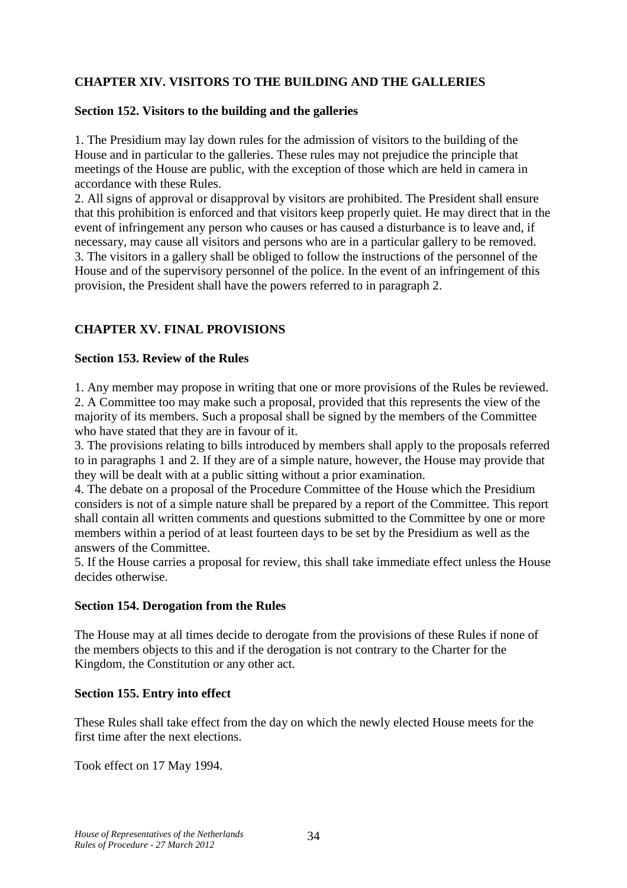## CHAPTER XIV. VISITORS TO THE BUILDING AND THE GALLERIES

### Section 152. Visitors to the building and the galleries

1. The Presidium may lay down rules for the admission of visitors to the building of the House and in particular to the galleries. These rules may not prejudice the principle that meetings of the House are public, with the exception of those which are held in camera in accordance with these Rules.
2. All signs of approval or disapproval by visitors are prohibited. The President shall ensure that this prohibition is enforced and that visitors keep properly quiet. He may direct that in the event of infringement any person who causes or has caused a disturbance is to leave and, if necessary, may cause all visitors and persons who are in a particular gallery to be removed.
3. The visitors in a gallery shall be obliged to follow the instructions of the personnel of the House and of the supervisory personnel of the police. In the event of an infringement of this provision, the President shall have the powers referred to in paragraph 2.

## CHAPTER XV. FINAL PROVISIONS

### Section 153. Review of the Rules

1. Any member may propose in writing that one or more provisions of the Rules be reviewed.
2. A Committee too may make such a proposal, provided that this represents the view of the majority of its members. Such a proposal shall be signed by the members of the Committee who have stated that they are in favour of it.
3. The provisions relating to bills introduced by members shall apply to the proposals referred to in paragraphs 1 and 2. If they are of a simple nature, however, the House may provide that they will be dealt with at a public sitting without a prior examination.
4. The debate on a proposal of the Procedure Committee of the House which the Presidium considers is not of a simple nature shall be prepared by a report of the Committee. This report shall contain all written comments and questions submitted to the Committee by one or more members within a period of at least fourteen days to be set by the Presidium as well as the answers of the Committee.
5. If the House carries a proposal for review, this shall take immediate effect unless the House decides otherwise.

### Section 154. Derogation from the Rules

The House may at all times decide to derogate from the provisions of these Rules if none of the members objects to this and if the derogation is not contrary to the Charter for the Kingdom, the Constitution or any other act.

### Section 155. Entry into effect

These Rules shall take effect from the day on which the newly elected House meets for the first time after the next elections.

Took effect on 17 May 1994.